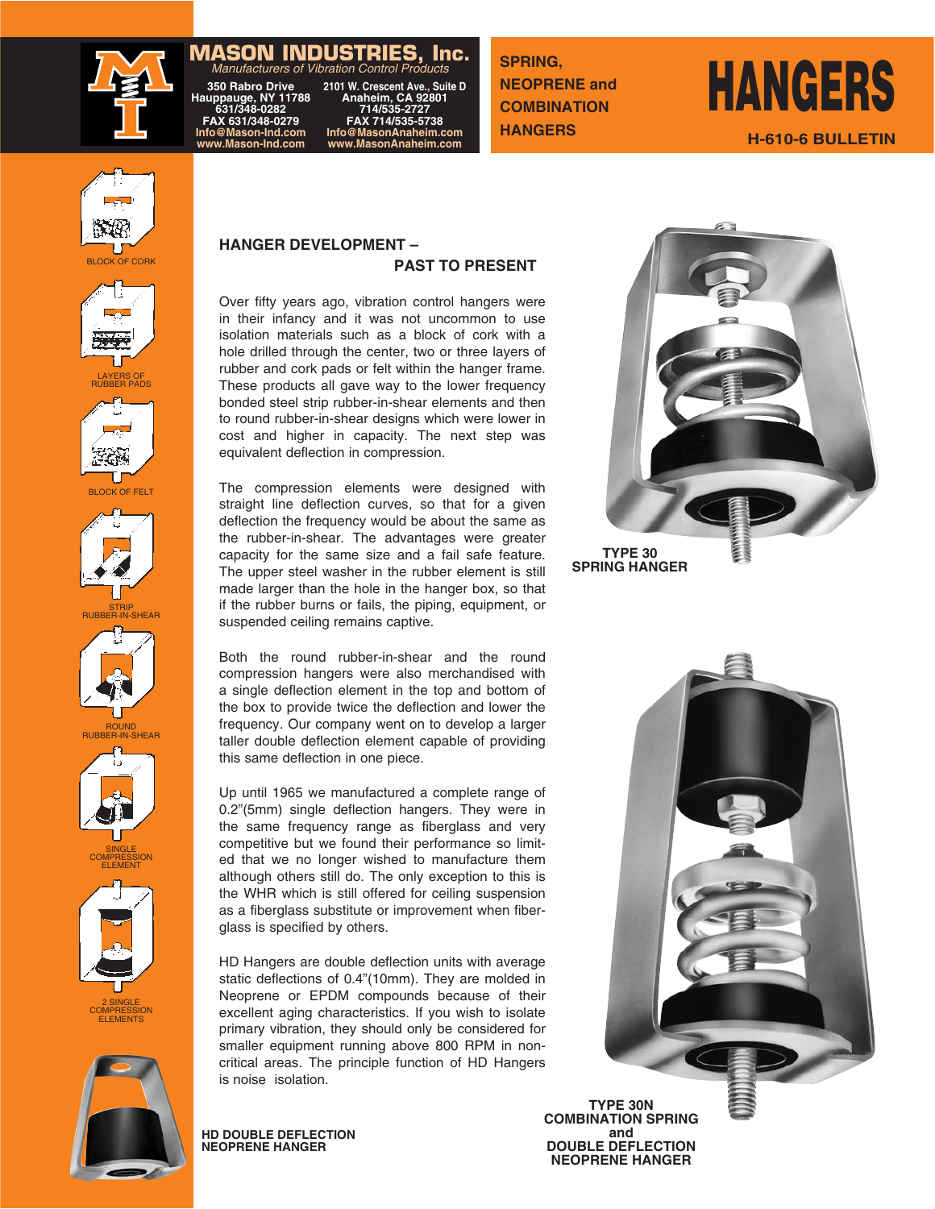# MASON INDUSTRIES, Inc.

*Manufacturers of Vibration Control Products*

350 Rabro Drive
Hauppauge, NY 11788
631/348-0282
FAX 631/348-0279
Info@Mason-Ind.com
www.Mason-Ind.com

2101 W. Crescent Ave., Suite D
Anaheim, CA 92801
714/535-2727
FAX 714/535-5738
Info@MasonAnaheim.com
www.MasonAnaheim.com

**SPRING, NEOPRENE and COMBINATION HANGERS**

# HANGERS

**H-610-6 BULLETIN**

BLOCK OF CORK

LAYERS OF RUBBER PADS

BLOCK OF FELT

STRIP RUBBER-IN-SHEAR

ROUND RUBBER-IN-SHEAR

SINGLE COMPRESSION ELEMENT

2 SINGLE COMPRESSION ELEMENTS

## HANGER DEVELOPMENT – PAST TO PRESENT

Over fifty years ago, vibration control hangers were in their infancy and it was not uncommon to use isolation materials such as a block of cork with a hole drilled through the center, two or three layers of rubber and cork pads or felt within the hanger frame. These products all gave way to the lower frequency bonded steel strip rubber-in-shear elements and then to round rubber-in-shear designs which were lower in cost and higher in capacity. The next step was equivalent deflection in compression.

The compression elements were designed with straight line deflection curves, so that for a given deflection the frequency would be about the same as the rubber-in-shear. The advantages were greater capacity for the same size and a fail safe feature. The upper steel washer in the rubber element is still made larger than the hole in the hanger box, so that if the rubber burns or fails, the piping, equipment, or suspended ceiling remains captive.

Both the round rubber-in-shear and the round compression hangers were also merchandised with a single deflection element in the top and bottom of the box to provide twice the deflection and lower the frequency. Our company went on to develop a larger taller double deflection element capable of providing this same deflection in one piece.

Up until 1965 we manufactured a complete range of 0.2"(5mm) single deflection hangers. They were in the same frequency range as fiberglass and very competitive but we found their performance so limited that we no longer wished to manufacture them although others still do. The only exception to this is the WHR which is still offered for ceiling suspension as a fiberglass substitute or improvement when fiberglass is specified by others.

HD Hangers are double deflection units with average static deflections of 0.4"(10mm). They are molded in Neoprene or EPDM compounds because of their excellent aging characteristics. If you wish to isolate primary vibration, they should only be considered for smaller equipment running above 800 RPM in non-critical areas. The principle function of HD Hangers is noise isolation.

**TYPE 30 SPRING HANGER**

**TYPE 30N COMBINATION SPRING and DOUBLE DEFLECTION NEOPRENE HANGER**

**HD DOUBLE DEFLECTION NEOPRENE HANGER**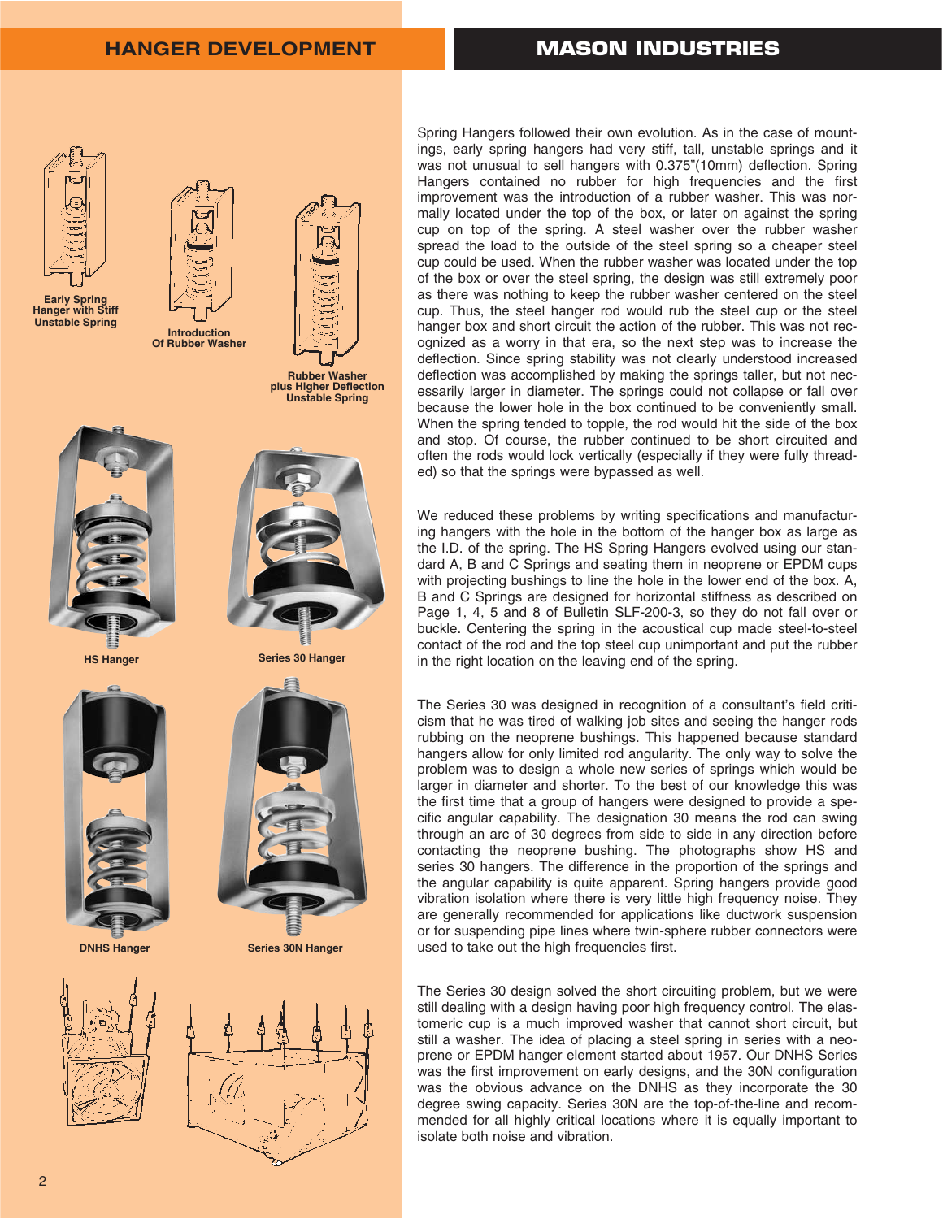# HANGER DEVELOPMENT

Early Spring Hanger with Stiff Unstable Spring

Introduction Of Rubber Washer

Rubber Washer plus Higher Deflection Unstable Spring

HS Hanger

Series 30 Hanger

DNHS Hanger

Series 30N Hanger

Spring Hangers followed their own evolution. As in the case of mountings, early spring hangers had very stiff, tall, unstable springs and it was not unusual to sell hangers with 0.375"(10mm) deflection. Spring Hangers contained no rubber for high frequencies and the first improvement was the introduction of a rubber washer. This was normally located under the top of the box, or later on against the spring cup on top of the spring. A steel washer over the rubber washer spread the load to the outside of the steel spring so a cheaper steel cup could be used. When the rubber washer was located under the top of the box or over the steel spring, the design was still extremely poor as there was nothing to keep the rubber washer centered on the steel cup. Thus, the steel hanger rod would rub the steel cup or the steel hanger box and short circuit the action of the rubber. This was not recognized as a worry in that era, so the next step was to increase the deflection. Since spring stability was not clearly understood increased deflection was accomplished by making the springs taller, but not necessarily larger in diameter. The springs could not collapse or fall over because the lower hole in the box continued to be conveniently small. When the spring tended to topple, the rod would hit the side of the box and stop. Of course, the rubber continued to be short circuited and often the rods would lock vertically (especially if they were fully threaded) so that the springs were bypassed as well.

We reduced these problems by writing specifications and manufacturing hangers with the hole in the bottom of the hanger box as large as the I.D. of the spring. The HS Spring Hangers evolved using our standard A, B and C Springs and seating them in neoprene or EPDM cups with projecting bushings to line the hole in the lower end of the box. A, B and C Springs are designed for horizontal stiffness as described on Page 1, 4, 5 and 8 of Bulletin SLF-200-3, so they do not fall over or buckle. Centering the spring in the acoustical cup made steel-to-steel contact of the rod and the top steel cup unimportant and put the rubber in the right location on the leaving end of the spring.

The Series 30 was designed in recognition of a consultant's field criticism that he was tired of walking job sites and seeing the hanger rods rubbing on the neoprene bushings. This happened because standard hangers allow for only limited rod angularity. The only way to solve the problem was to design a whole new series of springs which would be larger in diameter and shorter. To the best of our knowledge this was the first time that a group of hangers were designed to provide a specific angular capability. The designation 30 means the rod can swing through an arc of 30 degrees from side to side in any direction before contacting the neoprene bushing. The photographs show HS and series 30 hangers. The difference in the proportion of the springs and the angular capability is quite apparent. Spring hangers provide good vibration isolation where there is very little high frequency noise. They are generally recommended for applications like ductwork suspension or for suspending pipe lines where twin-sphere rubber connectors were used to take out the high frequencies first.

The Series 30 design solved the short circuiting problem, but we were still dealing with a design having poor high frequency control. The elastomeric cup is a much improved washer that cannot short circuit, but still a washer. The idea of placing a steel spring in series with a neoprene or EPDM hanger element started about 1957. Our DNHS Series was the first improvement on early designs, and the 30N configuration was the obvious advance on the DNHS as they incorporate the 30 degree swing capacity. Series 30N are the top-of-the-line and recommended for all highly critical locations where it is equally important to isolate both noise and vibration.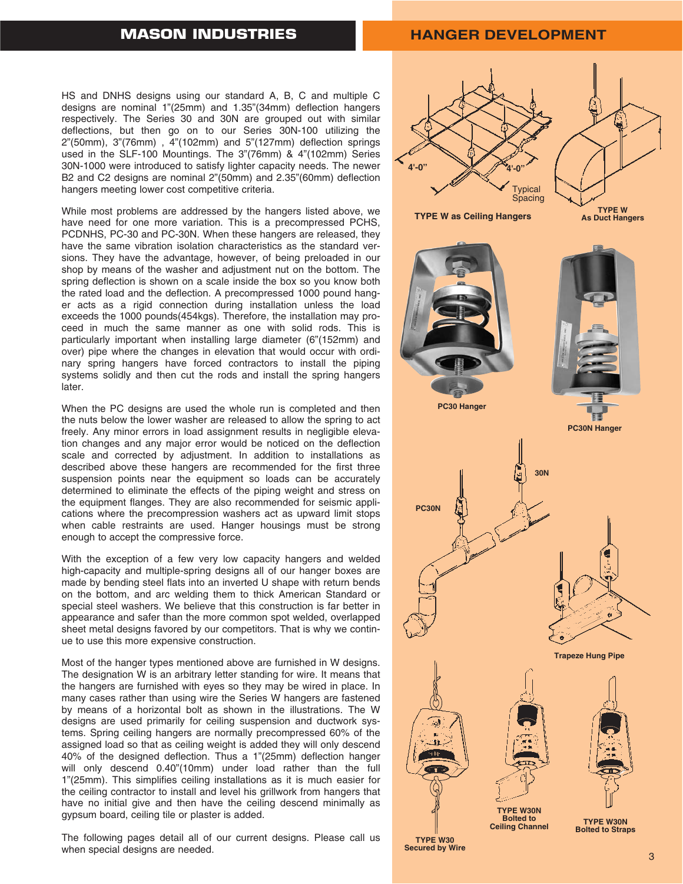# HANGER DEVELOPMENT

HS and DNHS designs using our standard A, B, C and multiple C designs are nominal 1"(25mm) and 1.35"(34mm) deflection hangers respectively. The Series 30 and 30N are grouped out with similar deflections, but then go on to our Series 30N-100 utilizing the 2"(50mm), 3"(76mm) , 4"(102mm) and 5"(127mm) deflection springs used in the SLF-100 Mountings. The 3"(76mm) & 4"(102mm) Series 30N-1000 were introduced to satisfy lighter capacity needs. The newer B2 and C2 designs are nominal 2"(50mm) and 2.35"(60mm) deflection hangers meeting lower cost competitive criteria.

While most problems are addressed by the hangers listed above, we have need for one more variation. This is a precompressed PCHS, PCDNHS, PC-30 and PC-30N. When these hangers are released, they have the same vibration isolation characteristics as the standard versions. They have the advantage, however, of being preloaded in our shop by means of the washer and adjustment nut on the bottom. The spring deflection is shown on a scale inside the box so you know both the rated load and the deflection. A precompressed 1000 pound hanger acts as a rigid connection during installation unless the load exceeds the 1000 pounds(454kgs). Therefore, the installation may proceed in much the same manner as one with solid rods. This is particularly important when installing large diameter (6"(152mm) and over) pipe where the changes in elevation that would occur with ordinary spring hangers have forced contractors to install the piping systems solidly and then cut the rods and install the spring hangers later.

When the PC designs are used the whole run is completed and then the nuts below the lower washer are released to allow the spring to act freely. Any minor errors in load assignment results in negligible elevation changes and any major error would be noticed on the deflection scale and corrected by adjustment. In addition to installations as described above these hangers are recommended for the first three suspension points near the equipment so loads can be accurately determined to eliminate the effects of the piping weight and stress on the equipment flanges. They are also recommended for seismic applications where the precompression washers act as upward limit stops when cable restraints are used. Hanger housings must be strong enough to accept the compressive force.

With the exception of a few very low capacity hangers and welded high-capacity and multiple-spring designs all of our hanger boxes are made by bending steel flats into an inverted U shape with return bends on the bottom, and arc welding them to thick American Standard or special steel washers. We believe that this construction is far better in appearance and safer than the more common spot welded, overlapped sheet metal designs favored by our competitors. That is why we continue to use this more expensive construction.

Most of the hanger types mentioned above are furnished in W designs. The designation W is an arbitrary letter standing for wire. It means that the hangers are furnished with eyes so they may be wired in place. In many cases rather than using wire the Series W hangers are fastened by means of a horizontal bolt as shown in the illustrations. The W designs are used primarily for ceiling suspension and ductwork systems. Spring ceiling hangers are normally precompressed 60% of the assigned load so that as ceiling weight is added they will only descend 40% of the designed deflection. Thus a 1"(25mm) deflection hanger will only descend 0.40"(10mm) under load rather than the full 1"(25mm). This simplifies ceiling installations as it is much easier for the ceiling contractor to install and level his grillwork from hangers that have no initial give and then have the ceiling descend minimally as gypsum board, ceiling tile or plaster is added.

The following pages detail all of our current designs. Please call us when special designs are needed.

4'-0" 4'-0" Typical Spacing

TYPE W as Ceiling Hangers

TYPE W As Duct Hangers

PC30 Hanger

PC30N Hanger

PC30N 30N

Trapeze Hung Pipe

TYPE W30 Secured by Wire

TYPE W30N Bolted to Ceiling Channel

TYPE W30N Bolted to Straps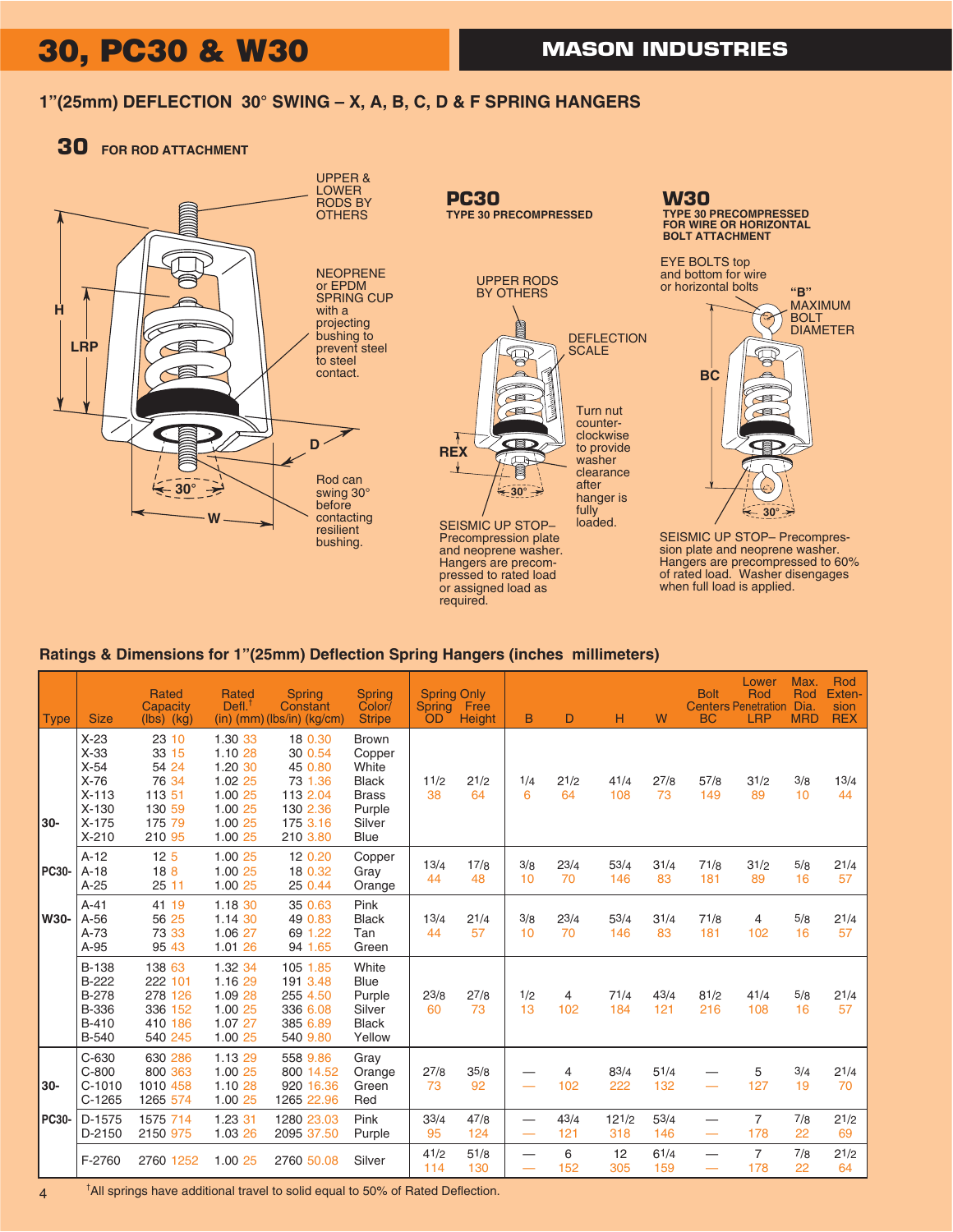# 30, PC30 & W30

## MASON INDUSTRIES

### 1"(25mm) DEFLECTION 30° SWING – X, A, B, C, D & F SPRING HANGERS

**30** FOR ROD ATTACHMENT

UPPER & LOWER RODS BY OTHERS

NEOPRENE or EPDM SPRING CUP with a projecting bushing to prevent steel to steel contact.

H

LRP

D

30°

W

Rod can swing 30° before contacting resilient bushing.

**PC30**
**TYPE 30 PRECOMPRESSED**

UPPER RODS BY OTHERS

DEFLECTION SCALE

REX

Turn nut counter-clockwise to provide washer clearance after hanger is fully loaded.

30°

SEISMIC UP STOP– Precompression plate and neoprene washer. Hangers are precompressed to rated load or assigned load as required.

**W30**
**TYPE 30 PRECOMPRESSED FOR WIRE OR HORIZONTAL BOLT ATTACHMENT**

EYE BOLTS top and bottom for wire or horizontal bolts

"B" MAXIMUM BOLT DIAMETER

BC

30°

SEISMIC UP STOP– Precompression plate and neoprene washer. Hangers are precompressed to 60% of rated load. Washer disengages when full load is applied.

### Ratings & Dimensions for 1"(25mm) Deflection Spring Hangers (inches millimeters)

| Type | Size | Rated Capacity (lbs) (kg) | Rated Defl.† (in) (mm) | Spring Constant (lbs/in) (kg/cm) | Spring Color/ Stripe | Spring Only Spring OD | Free Height | B | D | H | W | Bolt Centers BC | Lower Rod Penetration LRP | Max. Rod Dia. MRD | Rod Extension REX |
|---|---|---|---|---|---|---|---|---|---|---|---|---|---|---|---|
| 30- | X-23 | 23 10 | 1.30 33 | 18 0.30 | Brown | 1 1/2 38 | 2 1/2 64 | 1/4 6 | 2 1/2 64 | 4 1/4 108 | 2 7/8 73 | 5 7/8 149 | 3 1/2 89 | 3/8 10 | 1 3/4 44 |
| | X-33 | 33 15 | 1.10 28 | 30 0.54 | Copper | | | | | | | | | | |
| | X-54 | 54 24 | 1.20 30 | 45 0.80 | White | | | | | | | | | | |
| | X-76 | 76 34 | 1.02 25 | 73 1.36 | Black | | | | | | | | | | |
| | X-113 | 113 51 | 1.00 25 | 113 2.04 | Brass | | | | | | | | | | |
| | X-130 | 130 59 | 1.00 25 | 130 2.36 | Purple | | | | | | | | | | |
| | X-175 | 175 79 | 1.00 25 | 175 3.16 | Silver | | | | | | | | | | |
| | X-210 | 210 95 | 1.00 25 | 210 3.80 | Blue | | | | | | | | | | |
| PC30- | A-12 | 12 5 | 1.00 25 | 12 0.20 | Copper | 1 3/4 44 | 1 7/8 48 | 3/8 10 | 2 3/4 70 | 5 3/4 146 | 3 1/4 83 | 7 1/8 181 | 3 1/2 89 | 5/8 16 | 2 1/4 57 |
| | A-18 | 18 8 | 1.00 25 | 18 0.32 | Gray | | | | | | | | | | |
| | A-25 | 25 11 | 1.00 25 | 25 0.44 | Orange | | | | | | | | | | |
| W30- | A-41 | 41 19 | 1.18 30 | 35 0.63 | Pink | 1 3/4 44 | 2 1/4 57 | 3/8 10 | 2 3/4 70 | 5 3/4 146 | 3 1/4 83 | 7 1/8 181 | 4 102 | 5/8 16 | 2 1/4 57 |
| | A-56 | 56 25 | 1.14 30 | 49 0.83 | Black | | | | | | | | | | |
| | A-73 | 73 33 | 1.06 27 | 69 1.22 | Tan | | | | | | | | | | |
| | A-95 | 95 43 | 1.01 26 | 94 1.65 | Green | | | | | | | | | | |
| | B-138 | 138 63 | 1.32 34 | 105 1.85 | White | 2 3/8 60 | 2 7/8 73 | 1/2 13 | 4 102 | 7 1/4 184 | 4 3/4 121 | 8 1/2 216 | 4 1/4 108 | 5/8 16 | 2 1/4 57 |
| | B-222 | 222 101 | 1.16 29 | 191 3.48 | Blue | | | | | | | | | | |
| | B-278 | 278 126 | 1.09 28 | 255 4.50 | Purple | | | | | | | | | | |
| | B-336 | 336 152 | 1.00 25 | 336 6.08 | Silver | | | | | | | | | | |
| | B-410 | 410 186 | 1.07 27 | 385 6.89 | Black | | | | | | | | | | |
| | B-540 | 540 245 | 1.00 25 | 540 9.80 | Yellow | | | | | | | | | | |
| 30- | C-630 | 630 286 | 1.13 29 | 558 9.86 | Gray | 2 7/8 73 | 3 5/8 92 | — | 4 102 | 8 3/4 222 | 5 1/4 132 | — | 5 127 | 3/4 19 | 2 1/4 70 |
| | C-800 | 800 363 | 1.00 25 | 800 14.52 | Orange | | | | | | | | | | |
| | C-1010 | 1010 458 | 1.10 28 | 920 16.36 | Green | | | | | | | | | | |
| | C-1265 | 1265 574 | 1.00 25 | 1265 22.96 | Red | | | | | | | | | | |
| PC30- | D-1575 | 1575 714 | 1.23 31 | 1280 23.03 | Pink | 3 3/4 95 | 4 7/8 124 | — | 4 3/4 121 | 12 1/2 318 | 5 3/4 146 | — | 7 178 | 7/8 22 | 2 1/2 69 |
| | D-2150 | 2150 975 | 1.03 26 | 2095 37.50 | Purple | | | | | | | | | | |
| | F-2760 | 2760 1252 | 1.00 25 | 2760 50.08 | Silver | 4 1/2 114 | 5 1/8 130 | — | 6 152 | 12 305 | 6 1/4 159 | — | 7 178 | 7/8 22 | 2 1/2 64 |

†All springs have additional travel to solid equal to 50% of Rated Deflection.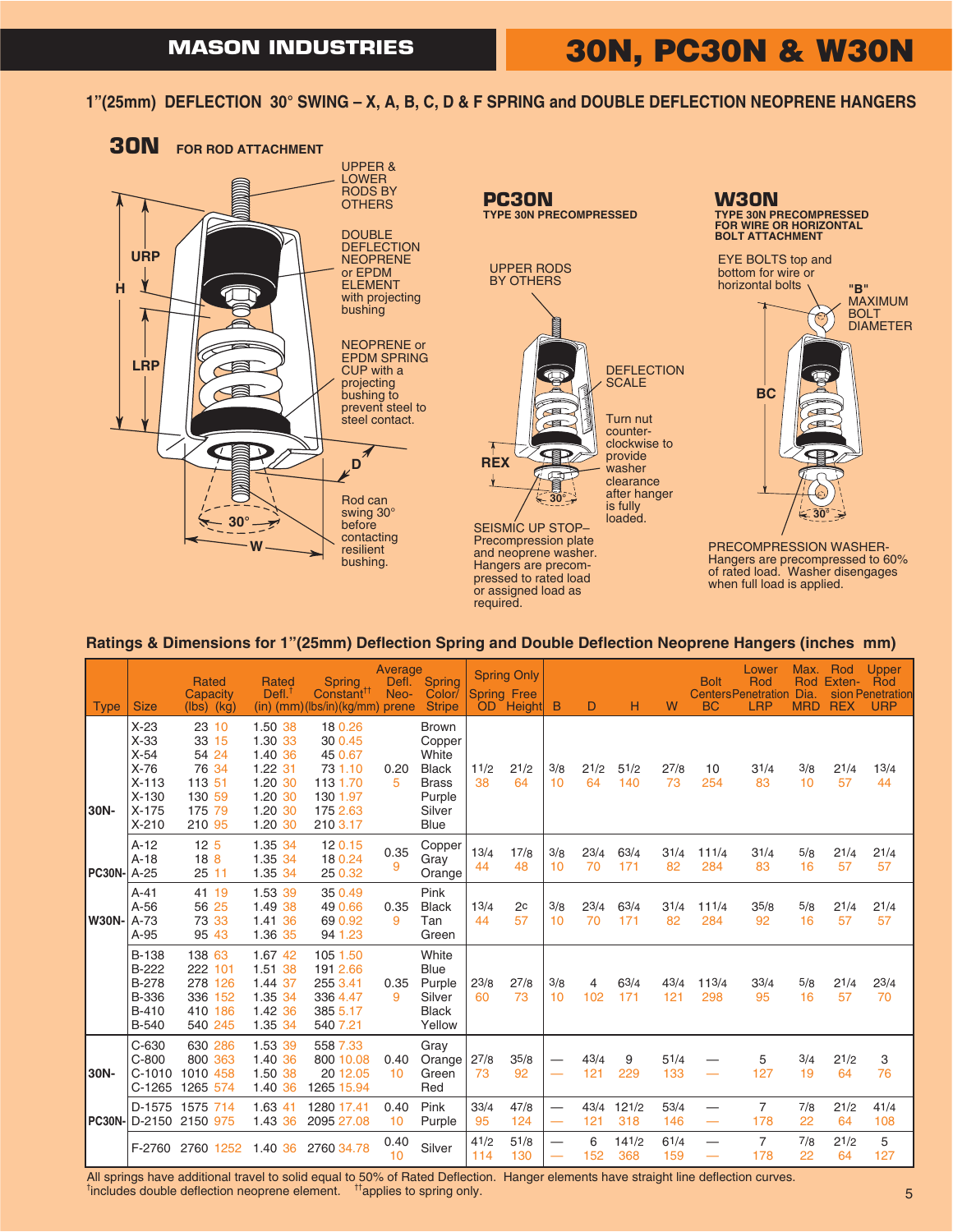# MASON INDUSTRIES — 30N, PC30N & W30N

## 1"(25mm) DEFLECTION 30° SWING – X, A, B, C, D & F SPRING and DOUBLE DEFLECTION NEOPRENE HANGERS

### 30N FOR ROD ATTACHMENT

UPPER & LOWER RODS BY OTHERS

DOUBLE DEFLECTION NEOPRENE or EPDM ELEMENT with projecting bushing

NEOPRENE or EPDM SPRING CUP with a projecting bushing to prevent steel to steel contact.

Rod can swing 30° before contacting resilient bushing.

URP, H, LRP, D, 30°, W

### PC30N

TYPE 30N PRECOMPRESSED

UPPER RODS BY OTHERS

DEFLECTION SCALE

Turn nut counter-clockwise to provide washer clearance after hanger is fully loaded.

REX, 30°

SEISMIC UP STOP– Precompression plate and neoprene washer. Hangers are precompressed to rated load or assigned load as required.

### W30N

TYPE 30N PRECOMPRESSED FOR WIRE OR HORIZONTAL BOLT ATTACHMENT

EYE BOLTS top and bottom for wire or horizontal bolts

"B" MAXIMUM BOLT DIAMETER

BC, 30°

PRECOMPRESSION WASHER- Hangers are precompressed to 60% of rated load. Washer disengages when full load is applied.

## Ratings & Dimensions for 1"(25mm) Deflection Spring and Double Deflection Neoprene Hangers (inches mm)

| Type | Size | Rated Capacity (lbs) (kg) | Rated Defl.[†] (in) (mm) | Spring Constant[††] (lbs/in)(kg/mm) | Average Defl. Neo-prene | Spring Color/ Stripe | Spring Only OD | Spring Only Free Height | B | D | H | W | Bolt Centers BC | Lower Rod Penetration LRP | Max. Rod Dia. MRD | Rod Extension REX | Upper Rod Penetration URP |
|---|---|---|---|---|---|---|---|---|---|---|---|---|---|---|---|---|---|
| 30N- | X-23<br>X-33<br>X-54<br>X-76<br>X-113<br>X-130<br>X-175<br>X-210 | 23 10<br>33 15<br>54 24<br>76 34<br>113 51<br>130 59<br>175 79<br>210 95 | 1.50 38<br>1.30 33<br>1.40 36<br>1.22 31<br>1.20 30<br>1.20 30<br>1.20 30<br>1.20 30 | 18 0.26<br>30 0.45<br>45 0.67<br>73 1.10<br>113 1.70<br>130 1.97<br>175 2.63<br>210 3.17 | 0.20 5 | Brown<br>Copper<br>White<br>Black<br>Brass<br>Purple<br>Silver<br>Blue | 11/2 38 | 21/2 64 | 3/8 10 | 21/2 64 | 51/2 140 | 27/8 73 | 10 254 | 31/4 83 | 3/8 10 | 21/4 57 | 13/4 44 |
| PC30N- | A-12<br>A-18<br>A-25 | 12 5<br>18 8<br>25 11 | 1.35 34<br>1.35 34<br>1.35 34 | 12 0.15<br>18 0.24<br>25 0.32 | 0.35 9 | Copper<br>Gray<br>Orange | 13/4 44 | 17/8 48 | 3/8 10 | 23/4 70 | 63/4 171 | 31/4 82 | 111/4 284 | 31/4 83 | 5/8 16 | 21/4 57 | 21/4 57 |
| W30N- | A-41<br>A-56<br>A-73<br>A-95 | 41 19<br>56 25<br>73 33<br>95 43 | 1.53 39<br>1.49 38<br>1.41 36<br>1.36 35 | 35 0.49<br>49 0.66<br>69 0.92<br>94 1.23 | 0.35 9 | Pink<br>Black<br>Tan<br>Green | 13/4 44 | 2c 57 | 3/8 10 | 23/4 70 | 63/4 171 | 31/4 82 | 111/4 284 | 35/8 92 | 5/8 16 | 21/4 57 | 21/4 57 |
| | B-138<br>B-222<br>B-278<br>B-336<br>B-410<br>B-540 | 138 63<br>222 101<br>278 126<br>336 152<br>410 186<br>540 245 | 1.67 42<br>1.51 38<br>1.44 37<br>1.35 34<br>1.42 36<br>1.35 34 | 105 1.50<br>191 2.66<br>255 3.41<br>336 4.47<br>385 5.17<br>540 7.21 | 0.35 9 | White<br>Blue<br>Purple<br>Silver<br>Black<br>Yellow | 23/8 60 | 27/8 73 | 3/8 10 | 4 102 | 63/4 171 | 43/4 121 | 113/4 298 | 33/4 95 | 5/8 16 | 21/4 57 | 23/4 70 |
| 30N- | C-630<br>C-800<br>C-1010<br>C-1265 | 630 286<br>800 363<br>1010 458<br>1265 574 | 1.53 39<br>1.40 36<br>1.50 38<br>1.40 36 | 558 7.33<br>800 10.08<br>20 12.05<br>1265 15.94 | 0.40 10 | Gray<br>Orange<br>Green<br>Red | 27/8 73 | 35/8 92 | — — | 43/4 121 | 9 229 | 51/4 133 | — — | 5 127 | 3/4 19 | 21/2 64 | 3 76 |
| PC30N- | D-1575<br>D-2150 | 1575 714<br>2150 975 | 1.63 41<br>1.43 36 | 1280 17.41<br>2095 27.08 | 0.40 10 | Pink<br>Purple | 33/4 95 | 47/8 124 | — — | 43/4 121 | 121/2 318 | 53/4 146 | — — | 7 178 | 7/8 22 | 21/2 64 | 41/4 108 |
| | F-2760 | 2760 1252 | 1.40 36 | 2760 34.78 | 0.40 10 | Silver | 41/2 114 | 51/8 130 | — — | 6 152 | 141/2 368 | 61/4 159 | — — | 7 178 | 7/8 22 | 21/2 64 | 5 127 |

All springs have additional travel to solid equal to 50% of Rated Deflection. Hanger elements have straight line deflection curves.
[†]includes double deflection neoprene element. [††]applies to spring only.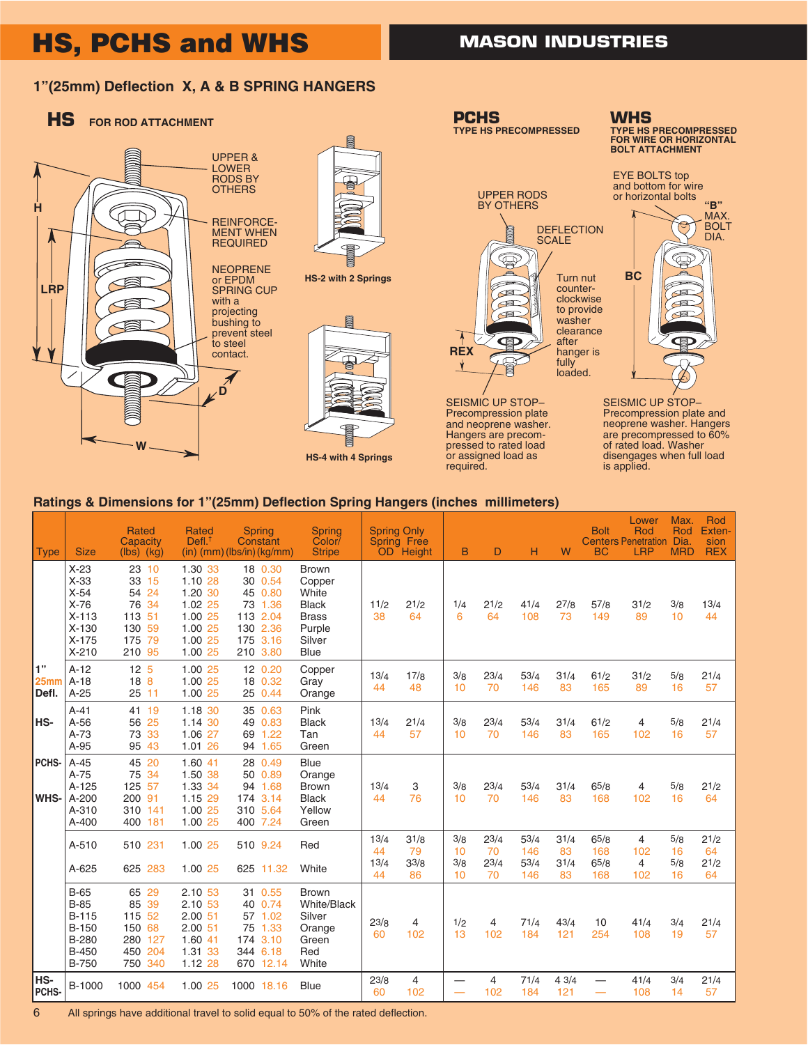# HS, PCHS and WHS

**MASON INDUSTRIES**

## 1"(25mm) Deflection X, A & B SPRING HANGERS

### HS FOR ROD ATTACHMENT

UPPER & LOWER RODS BY OTHERS

REINFORCEMENT WHEN REQUIRED

NEOPRENE or EPDM SPRING CUP with a projecting bushing to prevent steel to steel contact.

H, LRP, D, W

HS-2 with 2 Springs

HS-4 with 4 Springs

### PCHS TYPE HS PRECOMPRESSED

UPPER RODS BY OTHERS

DEFLECTION SCALE

Turn nut counter-clockwise to provide washer clearance after hanger is fully loaded.

REX

SEISMIC UP STOP– Precompression plate and neoprene washer. Hangers are precompressed to rated load or assigned load as required.

### WHS TYPE HS PRECOMPRESSED FOR WIRE OR HORIZONTAL BOLT ATTACHMENT

EYE BOLTS top and bottom for wire or horizontal bolts

"B" MAX. BOLT DIA.

BC

SEISMIC UP STOP– Precompression plate and neoprene washer. Hangers are precompressed to 60% of rated load. Washer disengages when full load is applied.

### Ratings & Dimensions for 1"(25mm) Deflection Spring Hangers (inches millimeters)

| Type | Size | Rated Capacity (lbs) | (kg) | Rated Defl.† (in) | (mm) | Spring Constant (lbs/in) | (kg/mm) | Spring Color/ Stripe | Spring Only Spring OD | Free Height | B | D | H | W | Bolt Centers BC | Lower Rod Penetration LRP | Max. Rod Dia. MRD | Rod Extension REX |
|---|---|---|---|---|---|---|---|---|---|---|---|---|---|---|---|---|---|---|
| 1" 25mm Defl. HS- PCHS- WHS- | X-23 | 23 | 10 | 1.30 | 33 | 18 | 0.30 | Brown | 11/2 38 | 21/2 64 | 1/4 6 | 21/2 64 | 41/4 108 | 27/8 73 | 57/8 149 | 31/2 89 | 3/8 10 | 13/4 44 |
| | X-33 | 33 | 15 | 1.10 | 28 | 30 | 0.54 | Copper | | | | | | | | | | |
| | X-54 | 54 | 24 | 1.20 | 30 | 45 | 0.80 | White | | | | | | | | | | |
| | X-76 | 76 | 34 | 1.02 | 25 | 73 | 1.36 | Black | | | | | | | | | | |
| | X-113 | 113 | 51 | 1.00 | 25 | 113 | 2.04 | Brass | | | | | | | | | | |
| | X-130 | 130 | 59 | 1.00 | 25 | 130 | 2.36 | Purple | | | | | | | | | | |
| | X-175 | 175 | 79 | 1.00 | 25 | 175 | 3.16 | Silver | | | | | | | | | | |
| | X-210 | 210 | 95 | 1.00 | 25 | 210 | 3.80 | Blue | | | | | | | | | | |
| | A-12 | 12 | 5 | 1.00 | 25 | 12 | 0.20 | Copper | 13/4 44 | 17/8 48 | 3/8 10 | 23/4 70 | 53/4 146 | 31/4 83 | 61/2 165 | 31/2 89 | 5/8 16 | 21/4 57 |
| | A-18 | 18 | 8 | 1.00 | 25 | 18 | 0.32 | Gray | | | | | | | | | | |
| | A-25 | 25 | 11 | 1.00 | 25 | 25 | 0.44 | Orange | | | | | | | | | | |
| | A-41 | 41 | 19 | 1.18 | 30 | 35 | 0.63 | Pink | 13/4 44 | 21/4 57 | 3/8 10 | 23/4 70 | 53/4 146 | 31/4 83 | 61/2 165 | 4 102 | 5/8 16 | 21/4 57 |
| | A-56 | 56 | 25 | 1.14 | 30 | 49 | 0.83 | Black | | | | | | | | | | |
| | A-73 | 73 | 33 | 1.06 | 27 | 69 | 1.22 | Tan | | | | | | | | | | |
| | A-95 | 95 | 43 | 1.01 | 26 | 94 | 1.65 | Green | | | | | | | | | | |
| | A-45 | 45 | 20 | 1.60 | 41 | 28 | 0.49 | Blue | 13/4 44 | 3 76 | 3/8 10 | 23/4 70 | 53/4 146 | 31/4 83 | 65/8 168 | 4 102 | 5/8 16 | 21/2 64 |
| | A-75 | 75 | 34 | 1.50 | 38 | 50 | 0.89 | Orange | | | | | | | | | | |
| | A-125 | 125 | 57 | 1.33 | 34 | 94 | 1.68 | Brown | | | | | | | | | | |
| | A-200 | 200 | 91 | 1.15 | 29 | 174 | 3.14 | Black | | | | | | | | | | |
| | A-310 | 310 | 141 | 1.00 | 25 | 310 | 5.64 | Yellow | | | | | | | | | | |
| | A-400 | 400 | 181 | 1.00 | 25 | 400 | 7.24 | Green | | | | | | | | | | |
| | A-510 | 510 | 231 | 1.00 | 25 | 510 | 9.24 | Red | 13/4 44 | 31/8 79 | 3/8 10 | 23/4 70 | 53/4 146 | 31/4 83 | 65/8 168 | 4 102 | 5/8 16 | 21/2 64 |
| | A-625 | 625 | 283 | 1.00 | 25 | 625 | 11.32 | White | 13/4 44 | 33/8 86 | 3/8 10 | 23/4 70 | 53/4 146 | 31/4 83 | 65/8 168 | 4 102 | 5/8 16 | 21/2 64 |
| | B-65 | 65 | 29 | 2.10 | 53 | 31 | 0.55 | Brown | 23/8 60 | 4 102 | 1/2 13 | 4 102 | 71/4 184 | 43/4 121 | 10 254 | 41/4 108 | 3/4 19 | 21/4 57 |
| | B-85 | 85 | 39 | 2.10 | 53 | 40 | 0.74 | White/Black | | | | | | | | | | |
| | B-115 | 115 | 52 | 2.00 | 51 | 57 | 1.02 | Silver | | | | | | | | | | |
| | B-150 | 150 | 68 | 2.00 | 51 | 75 | 1.33 | Orange | | | | | | | | | | |
| | B-280 | 280 | 127 | 1.60 | 41 | 174 | 3.10 | Green | | | | | | | | | | |
| | B-450 | 450 | 204 | 1.31 | 33 | 344 | 6.18 | Red | | | | | | | | | | |
| | B-750 | 750 | 340 | 1.12 | 28 | 670 | 12.14 | White | | | | | | | | | | |
| HS- PCHS- | B-1000 | 1000 | 454 | 1.00 | 25 | 1000 | 18.16 | Blue | 23/8 60 | 4 102 | — — | 4 102 | 71/4 184 | 4 3/4 121 | — — | 41/4 108 | 3/4 14 | 21/4 57 |

All springs have additional travel to solid equal to 50% of the rated deflection.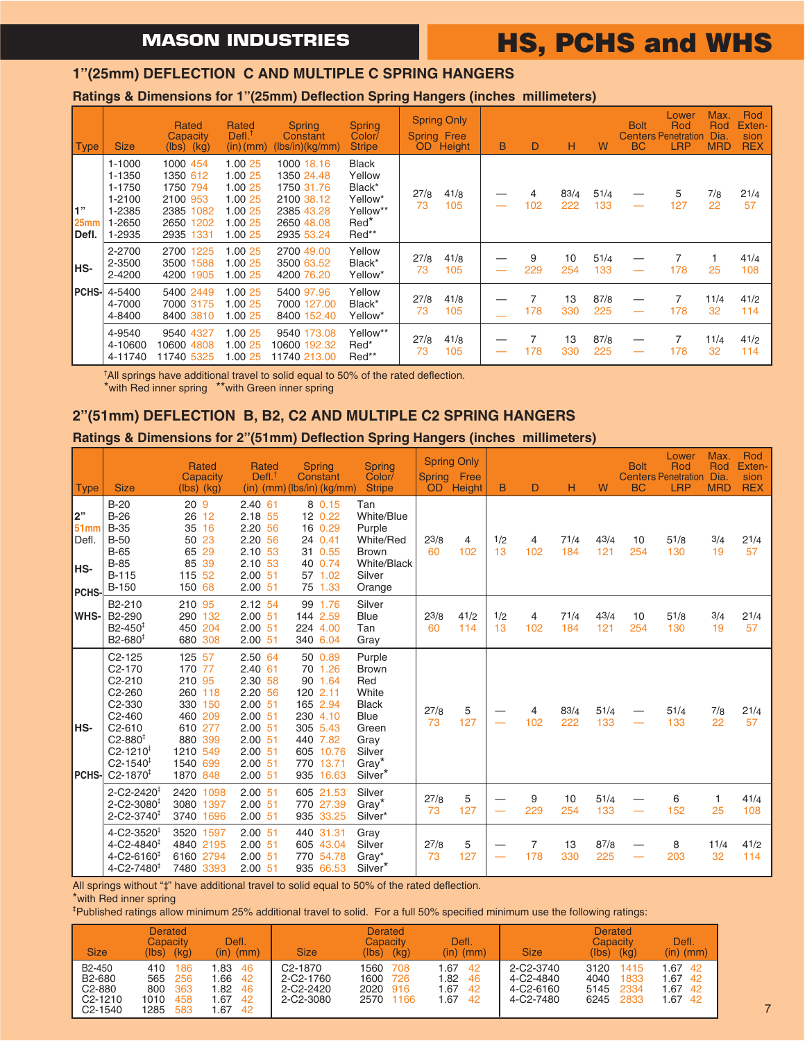# HS, PCHS and WHS

## 1"(25mm) DEFLECTION C AND MULTIPLE C SPRING HANGERS

### Ratings & Dimensions for 1"(25mm) Deflection Spring Hangers (inches millimeters)

| Type | Size | Rated Capacity (lbs) (kg) | Rated Defl.† (in) (mm) | Spring Constant (lbs/in)(kg/mm) | Spring Color/ Stripe | Spring Only Spring OD | Spring Only Free Height | B | D | H | W | Bolt Centers BC | Lower Rod Penetration LRP | Max. Rod Dia. MRD | Rod Extension REX |
|---|---|---|---|---|---|---|---|---|---|---|---|---|---|---|---|
| 1" 25mm Defl. | 1-1000 | 1000 454 | 1.00 25 | 1000 18.16 | Black | 27/8 73 | 41/8 105 | — — | 4 102 | 83/4 222 | 51/4 133 | — — | 5 127 | 7/8 22 | 21/4 57 |
| | 1-1350 | 1350 612 | 1.00 25 | 1350 24.48 | Yellow | | | | | | | | | | |
| | 1-1750 | 1750 794 | 1.00 25 | 1750 31.76 | Black* | | | | | | | | | | |
| | 1-2100 | 2100 953 | 1.00 25 | 2100 38.12 | Yellow* | | | | | | | | | | |
| | 1-2385 | 2385 1082 | 1.00 25 | 2385 43.28 | Yellow** | | | | | | | | | | |
| | 1-2650 | 2650 1202 | 1.00 25 | 2650 48.08 | Red* | | | | | | | | | | |
| | 1-2935 | 2935 1331 | 1.00 25 | 2935 53.24 | Red** | | | | | | | | | | |
| HS- | 2-2700 | 2700 1225 | 1.00 25 | 2700 49.00 | Yellow | 27/8 73 | 41/8 105 | — — | 9 229 | 10 254 | 51/4 133 | — — | 7 178 | 1 25 | 41/4 108 |
| | 2-3500 | 3500 1588 | 1.00 25 | 3500 63.52 | Black* | | | | | | | | | | |
| | 2-4200 | 4200 1905 | 1.00 25 | 4200 76.20 | Yellow* | | | | | | | | | | |
| PCHS- | 4-5400 | 5400 2449 | 1.00 25 | 5400 97.96 | Yellow | 27/8 73 | 41/8 105 | — — | 7 178 | 13 330 | 87/8 225 | — — | 7 178 | 11/4 32 | 41/2 114 |
| | 4-7000 | 7000 3175 | 1.00 25 | 7000 127.00 | Black* | | | | | | | | | | |
| | 4-8400 | 8400 3810 | 1.00 25 | 8400 152.40 | Yellow* | | | | | | | | | | |
| | 4-9540 | 9540 4327 | 1.00 25 | 9540 173.08 | Yellow** | 27/8 73 | 41/8 105 | — — | 7 178 | 13 330 | 87/8 225 | — — | 7 178 | 11/4 32 | 41/2 114 |
| | 4-10600 | 10600 4808 | 1.00 25 | 10600 192.32 | Red* | | | | | | | | | | |
| | 4-11740 | 11740 5325 | 1.00 25 | 11740 213.00 | Red** | | | | | | | | | | |

†All springs have additional travel to solid equal to 50% of the rated deflection.
*with Red inner spring **with Green inner spring

## 2"(51mm) DEFLECTION B, B2, C2 AND MULTIPLE C2 SPRING HANGERS

### Ratings & Dimensions for 2"(51mm) Deflection Spring Hangers (inches millimeters)

| Type | Size | Rated Capacity (lbs) (kg) | Rated Defl.† (in) (mm) | Spring Constant (lbs/in) (kg/mm) | Spring Color/ Stripe | Spring Only Spring OD | Spring Only Free Height | B | D | H | W | Bolt Centers BC | Lower Rod Penetration LRP | Max. Rod Dia. MRD | Rod Extension REX |
|---|---|---|---|---|---|---|---|---|---|---|---|---|---|---|---|
| 2" 51mm Defl. | B-20 | 20 9 | 2.40 61 | 8 0.15 | Tan | 23/8 60 | 4 102 | 1/2 13 | 4 102 | 71/4 184 | 43/4 121 | 10 254 | 51/8 130 | 3/4 19 | 21/4 57 |
| | B-26 | 26 12 | 2.18 55 | 12 0.22 | White/Blue | | | | | | | | | | |
| | B-35 | 35 16 | 2.20 56 | 16 0.29 | Purple | | | | | | | | | | |
| | B-50 | 50 23 | 2.20 56 | 24 0.41 | White/Red | | | | | | | | | | |
| HS- | B-65 | 65 29 | 2.10 53 | 31 0.55 | Brown | | | | | | | | | | |
| | B-85 | 85 39 | 2.10 53 | 40 0.74 | White/Black | | | | | | | | | | |
| PCHS- | B-115 | 115 52 | 2.00 51 | 57 1.02 | Silver | | | | | | | | | | |
| | B-150 | 150 68 | 2.00 51 | 75 1.33 | Orange | | | | | | | | | | |
| WHS- | B2-210 | 210 95 | 2.12 54 | 99 1.76 | Silver | 23/8 60 | 41/2 114 | 1/2 13 | 4 102 | 71/4 184 | 43/4 121 | 10 254 | 51/8 130 | 3/4 19 | 21/4 57 |
| | B2-290 | 290 132 | 2.00 51 | 144 2.59 | Blue | | | | | | | | | | |
| | B2-450‡ | 450 204 | 2.00 51 | 224 4.00 | Tan | | | | | | | | | | |
| | B2-680‡ | 680 308 | 2.00 51 | 340 6.04 | Gray | | | | | | | | | | |
| HS- | C2-125 | 125 57 | 2.50 64 | 50 0.89 | Purple | 27/8 73 | 5 127 | — — | 4 102 | 83/4 222 | 51/4 133 | — — | 51/4 133 | 7/8 22 | 21/4 57 |
| | C2-170 | 170 77 | 2.40 61 | 70 1.26 | Brown | | | | | | | | | | |
| | C2-210 | 210 95 | 2.30 58 | 90 1.64 | Red | | | | | | | | | | |
| | C2-260 | 260 118 | 2.20 56 | 120 2.11 | White | | | | | | | | | | |
| | C2-330 | 330 150 | 2.00 51 | 165 2.94 | Black | | | | | | | | | | |
| | C2-460 | 460 209 | 2.00 51 | 230 4.10 | Blue | | | | | | | | | | |
| | C2-610 | 610 277 | 2.00 51 | 305 5.43 | Green | | | | | | | | | | |
| | C2-880‡ | 880 399 | 2.00 51 | 440 7.82 | Gray | | | | | | | | | | |
| | C2-1210‡ | 1210 549 | 2.00 51 | 605 10.76 | Silver | | | | | | | | | | |
| | C2-1540‡ | 1540 699 | 2.00 51 | 770 13.71 | Gray* | | | | | | | | | | |
| PCHS- | C2-1870‡ | 1870 848 | 2.00 51 | 935 16.63 | Silver* | | | | | | | | | | |
| | 2-C2-2420‡ | 2420 1098 | 2.00 51 | 605 21.53 | Silver | 27/8 73 | 5 127 | — — | 9 229 | 10 254 | 51/4 133 | — — | 6 152 | 1 25 | 41/4 108 |
| | 2-C2-3080‡ | 3080 1397 | 2.00 51 | 770 27.39 | Gray* | | | | | | | | | | |
| | 2-C2-3740‡ | 3740 1696 | 2.00 51 | 935 33.25 | Silver* | | | | | | | | | | |
| | 4-C2-3520‡ | 3520 1597 | 2.00 51 | 440 31.31 | Gray | 27/8 73 | 5 127 | — — | 7 178 | 13 330 | 87/8 225 | — — | 8 203 | 11/4 32 | 41/2 114 |
| | 4-C2-4840‡ | 4840 2195 | 2.00 51 | 605 43.04 | Silver | | | | | | | | | | |
| | 4-C2-6160‡ | 6160 2794 | 2.00 51 | 770 54.78 | Gray* | | | | | | | | | | |
| | 4-C2-7480‡ | 7480 3393 | 2.00 51 | 935 66.53 | Silver* | | | | | | | | | | |

All springs without "‡" have additional travel to solid equal to 50% of the rated deflection.
*with Red inner spring
‡Published ratings allow minimum 25% additional travel to solid. For a full 50% specified minimum use the following ratings:

| Size | Derated Capacity (lbs) (kg) | Defl. (in) (mm) | Size | Derated Capacity (lbs) (kg) | Defl. (in) (mm) | Size | Derated Capacity (lbs) (kg) | Defl. (in) (mm) |
|---|---|---|---|---|---|---|---|---|
| B2-450 | 410 186 | 1.83 46 | C2-1870 | 1560 708 | 1.67 42 | 2-C2-3740 | 3120 1415 | 1.67 42 |
| B2-680 | 565 256 | 1.66 42 | 2-C2-1760 | 1600 726 | 1.82 46 | 4-C2-4840 | 4040 1833 | 1.67 42 |
| C2-880 | 800 363 | 1.82 46 | 2-C2-2420 | 2020 916 | 1.67 42 | 4-C2-6160 | 5145 2334 | 1.67 42 |
| C2-1210 | 1010 458 | 1.67 42 | 2-C2-3080 | 2570 1166 | 1.67 42 | 4-C2-7480 | 6245 2833 | 1.67 42 |
| C2-1540 | 1285 583 | 1.67 42 | | | | | | |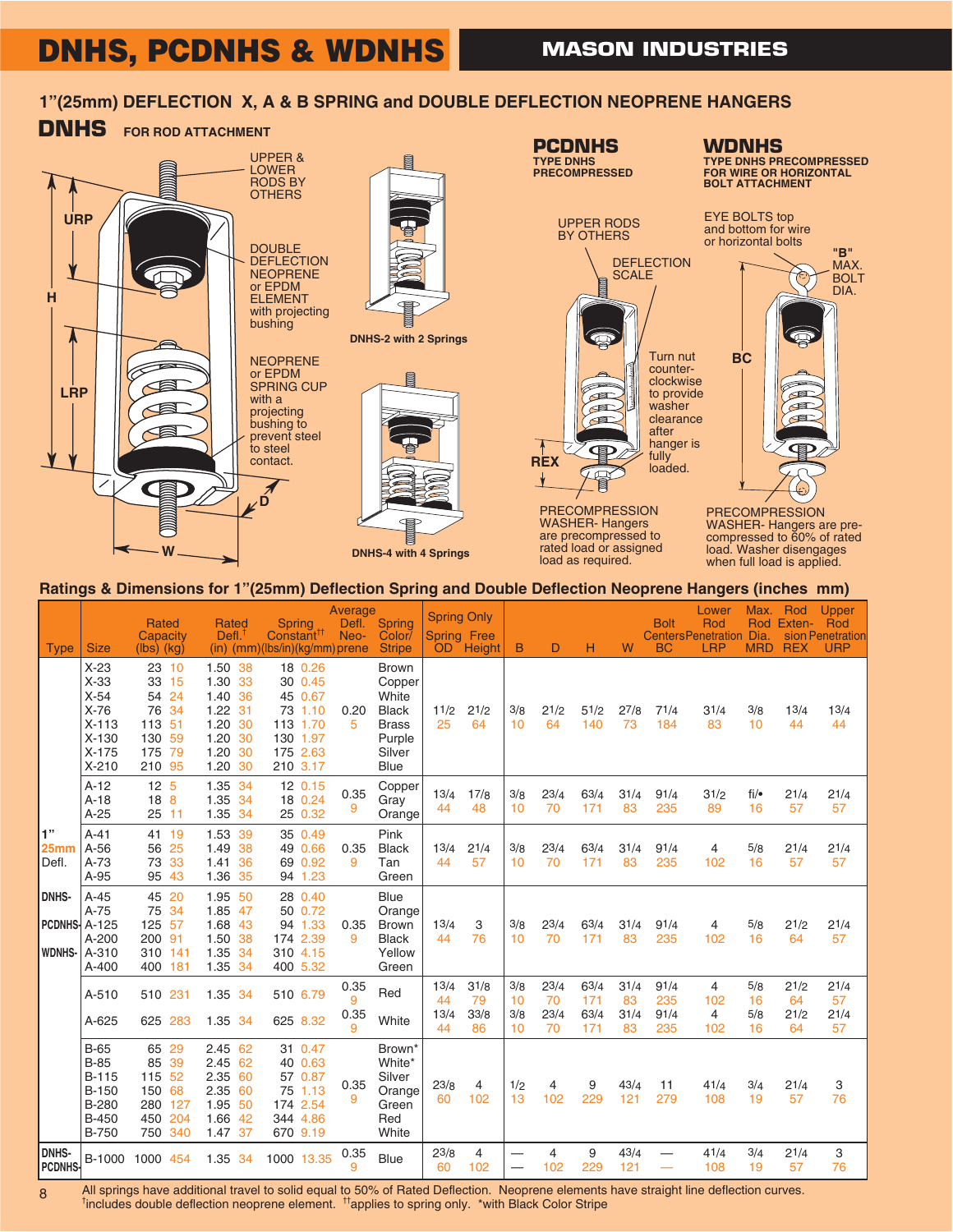# DNHS, PCDNHS & WDNHS

**MASON INDUSTRIES**

## 1"(25mm) DEFLECTION X, A & B SPRING and DOUBLE DEFLECTION NEOPRENE HANGERS

### DNHS FOR ROD ATTACHMENT

UPPER & LOWER RODS BY OTHERS

DOUBLE DEFLECTION NEOPRENE or EPDM ELEMENT with projecting bushing

NEOPRENE or EPDM SPRING CUP with a projecting bushing to prevent steel to steel contact.

URP, H, LRP, D, W

DNHS-2 with 2 Springs

DNHS-4 with 4 Springs

### PCDNHS

TYPE DNHS PRECOMPRESSED

UPPER RODS BY OTHERS

DEFLECTION SCALE

Turn nut counter-clockwise to provide washer clearance after hanger is fully loaded.

REX

PRECOMPRESSION WASHER- Hangers are precompressed to rated load or assigned load as required.

### WDNHS

TYPE DNHS PRECOMPRESSED FOR WIRE OR HORIZONTAL BOLT ATTACHMENT

EYE BOLTS top and bottom for wire or horizontal bolts

"B" MAX. BOLT DIA.

BC

PRECOMPRESSION WASHER- Hangers are pre-compressed to 60% of rated load. Washer disengages when full load is applied.

### Ratings & Dimensions for 1"(25mm) Deflection Spring and Double Deflection Neoprene Hangers (inches mm)

| Type | Size | Rated Capacity (lbs) (kg) | Rated Defl.† (in) (mm) | Spring Constant†† (lbs/in)(kg/mm) | Average Defl. Neoprene | Spring Color/ Stripe | Spring Only Spring OD | Spring Only Free Height | B | D | H | W | Bolt Centers BC | Lower Rod Penetration LRP | Max. Rod Dia. MRD | Rod Extension REX | Upper Rod Penetration URP |
|---|---|---|---|---|---|---|---|---|---|---|---|---|---|---|---|---|---|
| 1" 25mm Defl. DNHS- PCDNHS- WDNHS- | X-23 / X-33 / X-54 / X-76 / X-113 / X-130 / X-175 / X-210 | 23 10 / 33 15 / 54 24 / 76 34 / 113 51 / 130 59 / 175 79 / 210 95 | 1.50 38 / 1.30 33 / 1.40 36 / 1.22 31 / 1.20 30 / 1.20 30 / 1.20 30 / 1.20 30 | 18 0.26 / 30 0.45 / 45 0.67 / 73 1.10 / 113 1.70 / 130 1.97 / 175 2.63 / 210 3.17 | 0.20 5 | Brown / Copper / White / Black / Brass / Purple / Silver / Blue | 1 1/2 25 | 2 1/2 64 | 3/8 10 | 2 1/2 64 | 5 1/2 140 | 2 7/8 73 | 7 1/4 184 | 3 1/4 83 | 3/8 10 | 1 3/4 44 | 1 3/4 44 |
| | A-12 / A-18 / A-25 | 12 5 / 18 8 / 25 11 | 1.35 34 / 1.35 34 / 1.35 34 | 12 0.15 / 18 0.24 / 25 0.32 | 0.35 9 | Copper / Gray / Orange | 1 3/4 44 | 1 7/8 48 | 3/8 10 | 2 3/4 70 | 6 3/4 171 | 3 1/4 83 | 9 1/4 235 | 3 1/2 89 | fi/• 16 | 2 1/4 57 | 2 1/4 57 |
| | A-41 / A-56 / A-73 / A-95 | 41 19 / 56 25 / 73 33 / 95 43 | 1.53 39 / 1.49 38 / 1.41 36 / 1.36 35 | 35 0.49 / 49 0.66 / 69 0.92 / 94 1.23 | 0.35 9 | Pink / Black / Tan / Green | 1 3/4 44 | 2 1/4 57 | 3/8 10 | 2 3/4 70 | 6 3/4 171 | 3 1/4 83 | 9 1/4 235 | 4 102 | 5/8 16 | 2 1/4 57 | 2 1/4 57 |
| | A-45 / A-75 / A-125 / A-200 / A-310 / A-400 | 45 20 / 75 34 / 125 57 / 200 91 / 310 141 / 400 181 | 1.95 50 / 1.85 47 / 1.68 43 / 1.50 38 / 1.35 34 / 1.35 34 | 28 0.40 / 50 0.72 / 94 1.33 / 174 2.39 / 310 4.15 / 400 5.32 | 0.35 9 | Blue / Orange / Brown / Black / Yellow / Green | 1 3/4 44 | 3 76 | 3/8 10 | 2 3/4 70 | 6 3/4 171 | 3 1/4 83 | 9 1/4 235 | 4 102 | 5/8 16 | 2 1/2 64 | 2 1/4 57 |
| | A-510 | 510 231 | 1.35 34 | 510 6.79 | 0.35 9 | Red | 1 3/4 44 | 3 1/8 79 | 3/8 10 | 2 3/4 70 | 6 3/4 171 | 3 1/4 83 | 9 1/4 235 | 4 102 | 5/8 16 | 2 1/2 64 | 2 1/4 57 |
| | A-625 | 625 283 | 1.35 34 | 625 8.32 | 0.35 9 | White | 1 3/4 44 | 3 3/8 86 | 3/8 10 | 2 3/4 70 | 6 3/4 171 | 3 1/4 83 | 9 1/4 235 | 4 102 | 5/8 16 | 2 1/2 64 | 2 1/4 57 |
| | B-65 / B-85 / B-115 / B-150 / B-280 / B-450 / B-750 | 65 29 / 85 39 / 115 52 / 150 68 / 280 127 / 450 204 / 750 340 | 2.45 62 / 2.45 62 / 2.35 60 / 2.35 60 / 1.95 50 / 1.66 42 / 1.47 37 | 31 0.47 / 40 0.63 / 57 0.87 / 75 1.13 / 174 2.54 / 344 4.86 / 670 9.19 | 0.35 9 | Brown* / White* / Silver / Orange / Green / Red / White | 2 3/8 60 | 4 102 | 1/2 13 | 4 102 | 9 229 | 4 3/4 121 | 11 279 | 4 1/4 108 | 3/4 19 | 2 1/4 57 | 3 76 |
| DNHS- PCDNHS- | B-1000 | 1000 454 | 1.35 34 | 1000 13.35 | 0.35 9 | Blue | 2 3/8 60 | 4 102 | — | 4 102 | 9 229 | 4 3/4 121 | — | 4 1/4 108 | 3/4 19 | 2 1/4 57 | 3 76 |

All springs have additional travel to solid equal to 50% of Rated Deflection. Neoprene elements have straight line deflection curves.
†includes double deflection neoprene element. ††applies to spring only. *with Black Color Stripe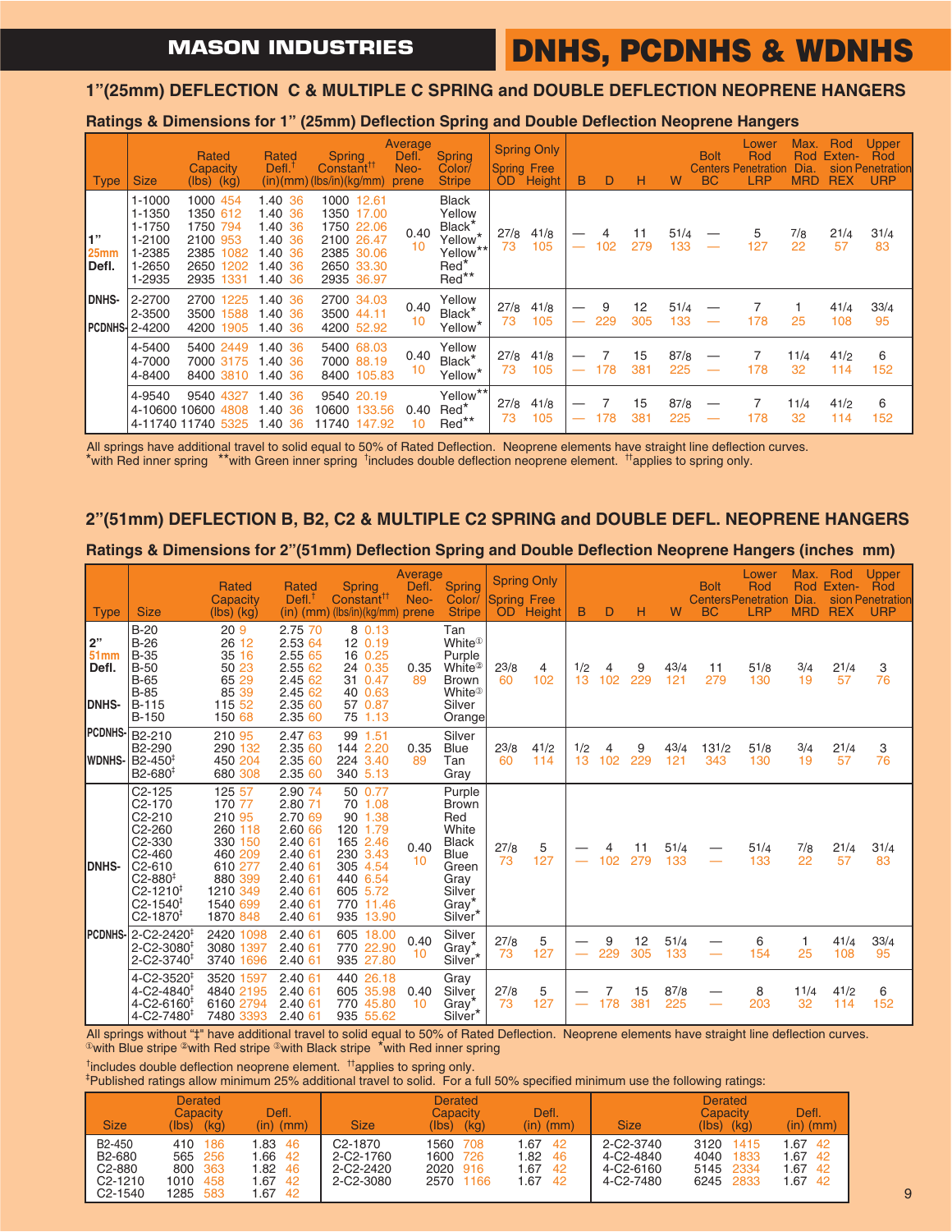# DNHS, PCDNHS & WDNHS

MASON INDUSTRIES

## 1"(25mm) DEFLECTION C & MULTIPLE C SPRING and DOUBLE DEFLECTION NEOPRENE HANGERS

### Ratings & Dimensions for 1" (25mm) Deflection Spring and Double Deflection Neoprene Hangers

| Type | Size | Rated Capacity (lbs) | (kg) | Rated Defl.† (in) | (mm) | Spring Constant†† (lbs/in) | (kg/mm) | Average Defl. Neoprene | Spring Color/ Stripe | Spring Only Spring OD | Free Height | B | D | H | W | Bolt Centers BC | Lower Rod Penetration LRP | Max. Rod Dia. MRD | Rod Extension REX | Upper Rod Penetration URP |
|---|---|---|---|---|---|---|---|---|---|---|---|---|---|---|---|---|---|---|---|---|
| 1" 25mm Defl. | 1-1000<br>1-1350<br>1-1750<br>1-2100<br>1-2385<br>1-2650<br>1-2935 | 1000<br>1350<br>1750<br>2100<br>2385<br>2650<br>2935 | 454<br>612<br>794<br>953<br>1082<br>1202<br>1331 | 1.40<br>1.40<br>1.40<br>1.40<br>1.40<br>1.40<br>1.40 | 36<br>36<br>36<br>36<br>36<br>36<br>36 | 1000<br>1350<br>1750<br>2100<br>2385<br>2650<br>2935 | 12.61<br>17.00<br>22.06<br>26.47<br>30.06<br>33.30<br>36.97 | 0.40<br>10 | Black<br>Yellow<br>Black*<br>Yellow*<br>Yellow**<br>Red*<br>Red** | 2 7/8<br>73 | 4 1/8<br>105 | —<br>— | 4<br>102 | 11<br>279 | 5 1/4<br>133 | —<br>— | 5<br>127 | 7/8<br>22 | 2 1/4<br>57 | 3 1/4<br>83 |
| DNHS-<br>PCDNHS- | 2-2700<br>2-3500<br>2-4200 | 2700<br>3500<br>4200 | 1225<br>1588<br>1905 | 1.40<br>1.40<br>1.40 | 36<br>36<br>36 | 2700<br>3500<br>4200 | 34.03<br>44.11<br>52.92 | 0.40<br>10 | Yellow<br>Black*<br>Yellow* | 2 7/8<br>73 | 4 1/8<br>105 | —<br>— | 9<br>229 | 12<br>305 | 5 1/4<br>133 | —<br>— | 7<br>178 | 1<br>25 | 4 1/4<br>108 | 3 3/4<br>95 |
| | 4-5400<br>4-7000<br>4-8400 | 5400<br>7000<br>8400 | 2449<br>3175<br>3810 | 1.40<br>1.40<br>1.40 | 36<br>36<br>36 | 5400<br>7000<br>8400 | 68.03<br>88.19<br>105.83 | 0.40<br>10 | Yellow<br>Black*<br>Yellow* | 2 7/8<br>73 | 4 1/8<br>105 | —<br>— | 7<br>178 | 15<br>381 | 8 7/8<br>225 | —<br>— | 7<br>178 | 1 1/4<br>32 | 4 1/2<br>114 | 6<br>152 |
| | 4-9540<br>4-10600<br>4-11740 | 9540<br>10600<br>11740 | 4327<br>4808<br>5325 | 1.40<br>1.40<br>1.40 | 36<br>36<br>36 | 9540<br>10600<br>11740 | 20.19<br>133.56<br>147.92 | 0.40<br>10 | Yellow**<br>Red*<br>Red** | 2 7/8<br>73 | 4 1/8<br>105 | —<br>— | 7<br>178 | 15<br>381 | 8 7/8<br>225 | —<br>— | 7<br>178 | 1 1/4<br>32 | 4 1/2<br>114 | 6<br>152 |

All springs have additional travel to solid equal to 50% of Rated Deflection. Neoprene elements have straight line deflection curves.
*with Red inner spring **with Green inner spring †includes double deflection neoprene element. ††applies to spring only.

## 2"(51mm) DEFLECTION B, B2, C2 & MULTIPLE C2 SPRING and DOUBLE DEFL. NEOPRENE HANGERS

### Ratings & Dimensions for 2"(51mm) Deflection Spring and Double Deflection Neoprene Hangers (inches mm)

| Type | Size | Rated Capacity (lbs) | (kg) | Rated Defl.† (in) | (mm) | Spring Constant†† (lbs/in) | (kg/mm) | Average Defl. Neoprene | Spring Color/ Stripe | Spring Only Spring OD | Free Height | B | D | H | W | Bolt Centers BC | Lower Rod Penetration LRP | Max. Rod Dia. MRD | Rod Extension REX | Upper Rod Penetration URP |
|---|---|---|---|---|---|---|---|---|---|---|---|---|---|---|---|---|---|---|---|---|
| 2" 51mm Defl.<br>DNHS- | B-20<br>B-26<br>B-35<br>B-50<br>B-65<br>B-85<br>B-115<br>B-150 | 20<br>26<br>35<br>50<br>65<br>85<br>115<br>150 | 9<br>12<br>16<br>23<br>29<br>39<br>52<br>68 | 2.75<br>2.53<br>2.55<br>2.55<br>2.45<br>2.45<br>2.35<br>2.35 | 70<br>64<br>65<br>62<br>62<br>62<br>60<br>60 | 8<br>12<br>16<br>24<br>31<br>40<br>57<br>75 | 0.13<br>0.19<br>0.25<br>0.35<br>0.47<br>0.63<br>0.87<br>1.13 | 0.35<br>89 | Tan<br>White①<br>Purple<br>White②<br>Brown<br>White③<br>Silver<br>Orange | 2 3/8<br>60 | 4<br>102 | 1/2<br>13 | 4<br>102 | 9<br>229 | 4 3/4<br>121 | 11<br>279 | 5 1/8<br>130 | 3/4<br>19 | 2 1/4<br>57 | 3<br>76 |
| PCDNHS-<br>WDNHS- | B2-210<br>B2-290<br>B2-450‡<br>B2-680‡ | 210<br>290<br>450<br>680 | 95<br>132<br>204<br>308 | 2.47<br>2.35<br>2.35<br>2.35 | 63<br>60<br>60<br>60 | 99<br>144<br>224<br>340 | 1.51<br>2.20<br>3.40<br>5.13 | 0.35<br>89 | Silver<br>Blue<br>Tan<br>Gray | 2 3/8<br>60 | 4 1/2<br>114 | 1/2<br>13 | 4<br>102 | 9<br>229 | 4 3/4<br>121 | 13 1/2<br>343 | 5 1/8<br>130 | 3/4<br>19 | 2 1/4<br>57 | 3<br>76 |
| DNHS- | C2-125<br>C2-170<br>C2-210<br>C2-260<br>C2-330<br>C2-460<br>C2-610<br>C2-880‡<br>C2-1210‡<br>C2-1540‡<br>C2-1870‡ | 125<br>170<br>210<br>260<br>330<br>460<br>610<br>880<br>1210<br>1540<br>1870 | 57<br>77<br>95<br>118<br>150<br>209<br>277<br>399<br>349<br>699<br>848 | 2.90<br>2.80<br>2.70<br>2.60<br>2.40<br>2.40<br>2.40<br>2.40<br>2.40<br>2.40<br>2.40 | 74<br>71<br>69<br>66<br>61<br>61<br>61<br>61<br>61<br>61<br>61 | 50<br>70<br>90<br>120<br>165<br>230<br>305<br>440<br>605<br>770<br>935 | 0.77<br>1.08<br>1.38<br>1.79<br>2.46<br>3.43<br>4.54<br>6.54<br>5.72<br>11.46<br>13.90 | 0.40<br>10 | Purple<br>Brown<br>Red<br>White<br>Black<br>Blue<br>Green<br>Gray<br>Silver<br>Gray*<br>Silver* | 2 7/8<br>73 | 5<br>127 | —<br>— | 4<br>102 | 11<br>279 | 5 1/4<br>133 | —<br>— | 5 1/4<br>133 | 7/8<br>22 | 2 1/4<br>57 | 3 1/4<br>83 |
| PCDNHS- | 2-C2-2420‡<br>2-C2-3080‡<br>2-C2-3740‡ | 2420<br>3080<br>3740 | 1098<br>1397<br>1696 | 2.40<br>2.40<br>2.40 | 61<br>61<br>61 | 605<br>770<br>935 | 18.00<br>22.90<br>27.80 | 0.40<br>10 | Silver<br>Gray*<br>Silver* | 2 7/8<br>73 | 5<br>127 | —<br>— | 9<br>229 | 12<br>305 | 5 1/4<br>133 | —<br>— | 6<br>154 | 1<br>25 | 4 1/4<br>108 | 3 3/4<br>95 |
| | 4-C2-3520‡<br>4-C2-4840‡<br>4-C2-6160‡<br>4-C2-7480‡ | 3520<br>4840<br>6160<br>7480 | 1597<br>2195<br>2794<br>3393 | 2.40<br>2.40<br>2.40<br>2.40 | 61<br>61<br>61<br>61 | 440<br>605<br>770<br>935 | 26.18<br>35.98<br>45.80<br>55.62 | 0.40<br>10 | Gray<br>Silver<br>Gray*<br>Silver* | 2 7/8<br>73 | 5<br>127 | —<br>— | 7<br>178 | 15<br>381 | 8 7/8<br>225 | —<br>— | 8<br>203 | 1 1/4<br>32 | 4 1/2<br>114 | 6<br>152 |

All springs without "‡" have additional travel to solid equal to 50% of Rated Deflection. Neoprene elements have straight line deflection curves.
①with Blue stripe ②with Red stripe ③with Black stripe *with Red inner spring

†includes double deflection neoprene element. ††applies to spring only.
‡Published ratings allow minimum 25% additional travel to solid. For a full 50% specified minimum use the following ratings:

| Size | Derated Capacity (lbs) | (kg) | Defl. (in) | (mm) | Size | Derated Capacity (lbs) | (kg) | Defl. (in) | (mm) | Size | Derated Capacity (lbs) | (kg) | Defl. (in) | (mm) |
|---|---|---|---|---|---|---|---|---|---|---|---|---|---|---|
| B2-450 | 410 | 186 | 1.83 | 46 | C2-1870 | 1560 | 708 | 1.67 | 42 | 2-C2-3740 | 3120 | 1415 | 1.67 | 42 |
| B2-680 | 565 | 256 | 1.66 | 42 | 2-C2-1760 | 1600 | 726 | 1.82 | 46 | 4-C2-4840 | 4040 | 1833 | 1.67 | 42 |
| C2-880 | 800 | 363 | 1.82 | 46 | 2-C2-2420 | 2020 | 916 | 1.67 | 42 | 4-C2-6160 | 5145 | 2334 | 1.67 | 42 |
| C2-1210 | 1010 | 458 | 1.67 | 42 | 2-C2-3080 | 2570 | 1166 | 1.67 | 42 | 4-C2-7480 | 6245 | 2833 | 1.67 | 42 |
| C2-1540 | 1285 | 583 | 1.67 | 42 | | | | | | | | | | |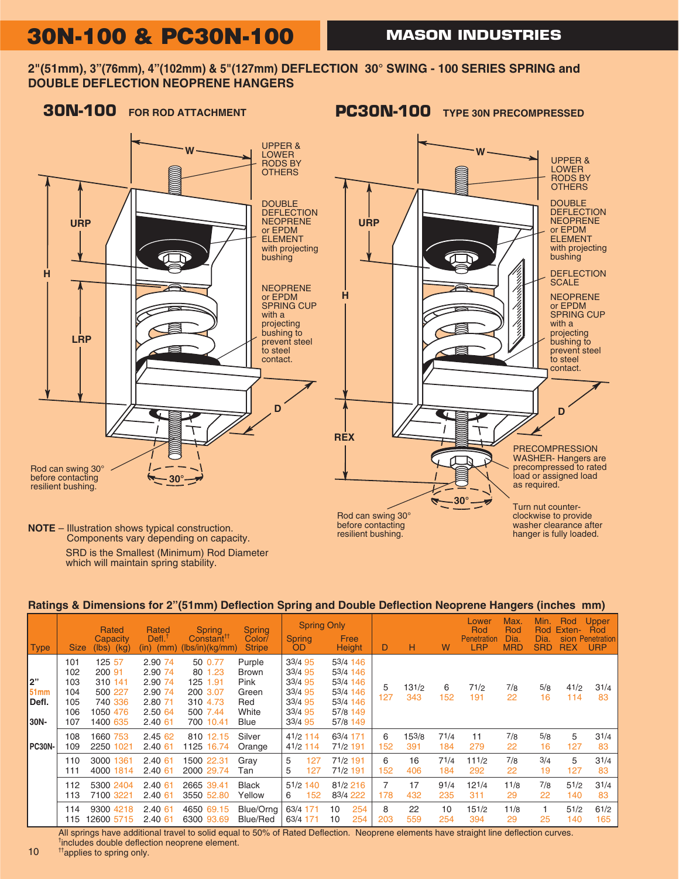# 30N-100 & PC30N-100

## MASON INDUSTRIES

**2"(51mm), 3"(76mm), 4"(102mm) & 5"(127mm) DEFLECTION 30° SWING - 100 SERIES SPRING and DOUBLE DEFLECTION NEOPRENE HANGERS**

### 30N-100 FOR ROD ATTACHMENT

W

UPPER & LOWER RODS BY OTHERS

DOUBLE DEFLECTION NEOPRENE or EPDM ELEMENT with projecting bushing

NEOPRENE or EPDM SPRING CUP with a projecting bushing to prevent steel to steel contact.

URP

H

LRP

D

30°

Rod can swing 30° before contacting resilient bushing.

### PC30N-100 TYPE 30N PRECOMPRESSED

W

UPPER & LOWER RODS BY OTHERS

DOUBLE DEFLECTION NEOPRENE or EPDM ELEMENT with projecting bushing

DEFLECTION SCALE

NEOPRENE or EPDM SPRING CUP with a projecting bushing to prevent steel to steel contact.

URP

H

D

REX

PRECOMPRESSION WASHER- Hangers are precompressed to rated load or assigned load as required.

30°

Rod can swing 30° before contacting resilient bushing.

Turn nut counter-clockwise to provide washer clearance after hanger is fully loaded.

**NOTE** – Illustration shows typical construction. Components vary depending on capacity.

SRD is the Smallest (Minimum) Rod Diameter which will maintain spring stability.

**Ratings & Dimensions for 2"(51mm) Deflection Spring and Double Deflection Neoprene Hangers (inches mm)**

| Type | Size | Rated Capacity (lbs) (kg) | Rated Defl.[†] (in) (mm) | Spring Constant[††] (lbs/in)(kg/mm) | Spring Color/ Stripe | Spring Only Spring OD | Spring Only Free Height | D | H | W | Lower Rod Penetration LRP | Max. Rod Dia. MRD | Min. Rod Dia. SRD | Rod Extension REX | Upper Rod Penetration URP |
|---|---|---|---|---|---|---|---|---|---|---|---|---|---|---|---|
| 2" 51mm Defl. 30N- PC30N- | 101 | 125 57 | 2.90 74 | 50 0.77 | Purple | 3 3/4 95 | 5 3/4 146 | 5 127 | 13 1/2 343 | 6 152 | 7 1/2 191 | 7/8 22 | 5/8 16 | 4 1/2 114 | 3 1/4 83 |
| | 102 | 200 91 | 2.90 74 | 80 1.23 | Brown | 3 3/4 95 | 5 3/4 146 | | | | | | | | |
| | 103 | 310 141 | 2.90 74 | 125 1.91 | Pink | 3 3/4 95 | 5 3/4 146 | | | | | | | | |
| | 104 | 500 227 | 2.90 74 | 200 3.07 | Green | 3 3/4 95 | 5 3/4 146 | | | | | | | | |
| | 105 | 740 336 | 2.80 71 | 310 4.73 | Red | 3 3/4 95 | 5 3/4 146 | | | | | | | | |
| | 106 | 1050 476 | 2.50 64 | 500 7.44 | White | 3 3/4 95 | 5 7/8 149 | | | | | | | | |
| | 107 | 1400 635 | 2.40 61 | 700 10.41 | Blue | 3 3/4 95 | 5 7/8 149 | | | | | | | | |
| | 108 | 1660 753 | 2.45 62 | 810 12.15 | Silver | 4 1/2 114 | 6 3/4 171 | 6 152 | 15 3/8 391 | 7 1/4 184 | 11 279 | 7/8 22 | 5/8 16 | 5 127 | 3 1/4 83 |
| | 109 | 2250 1021 | 2.40 61 | 1125 16.74 | Orange | 4 1/2 114 | 7 1/2 191 | | | | | | | | |
| | 110 | 3000 1361 | 2.40 61 | 1500 22.31 | Gray | 5 127 | 7 1/2 191 | 6 152 | 16 406 | 7 1/4 184 | 11 1/2 292 | 7/8 22 | 3/4 19 | 5 127 | 3 1/4 83 |
| | 111 | 4000 1814 | 2.40 61 | 2000 29.74 | Tan | 5 127 | 7 1/2 191 | | | | | | | | |
| | 112 | 5300 2404 | 2.40 61 | 2665 39.41 | Black | 5 1/2 140 | 8 1/2 216 | 7 178 | 17 432 | 9 1/4 235 | 12 1/4 311 | 1 1/8 29 | 7/8 22 | 5 1/2 140 | 3 1/4 83 |
| | 113 | 7100 3221 | 2.40 61 | 3550 52.80 | Yellow | 6 152 | 8 3/4 222 | | | | | | | | |
| | 114 | 9300 4218 | 2.40 61 | 4650 69.15 | Blue/Orng | 6 3/4 171 | 10 254 | 8 203 | 22 559 | 10 254 | 15 1/8 394 | 1 1/8 29 | 1 25 | 5 1/2 140 | 6 1/2 165 |
| | 115 | 12600 5715 | 2.40 61 | 6300 93.69 | Blue/Red | 6 3/4 171 | 10 254 | | | | | | | | |

All springs have additional travel to solid equal to 50% of Rated Deflection. Neoprene elements have straight line deflection curves.

[†]includes double deflection neoprene element.

[††]applies to spring only.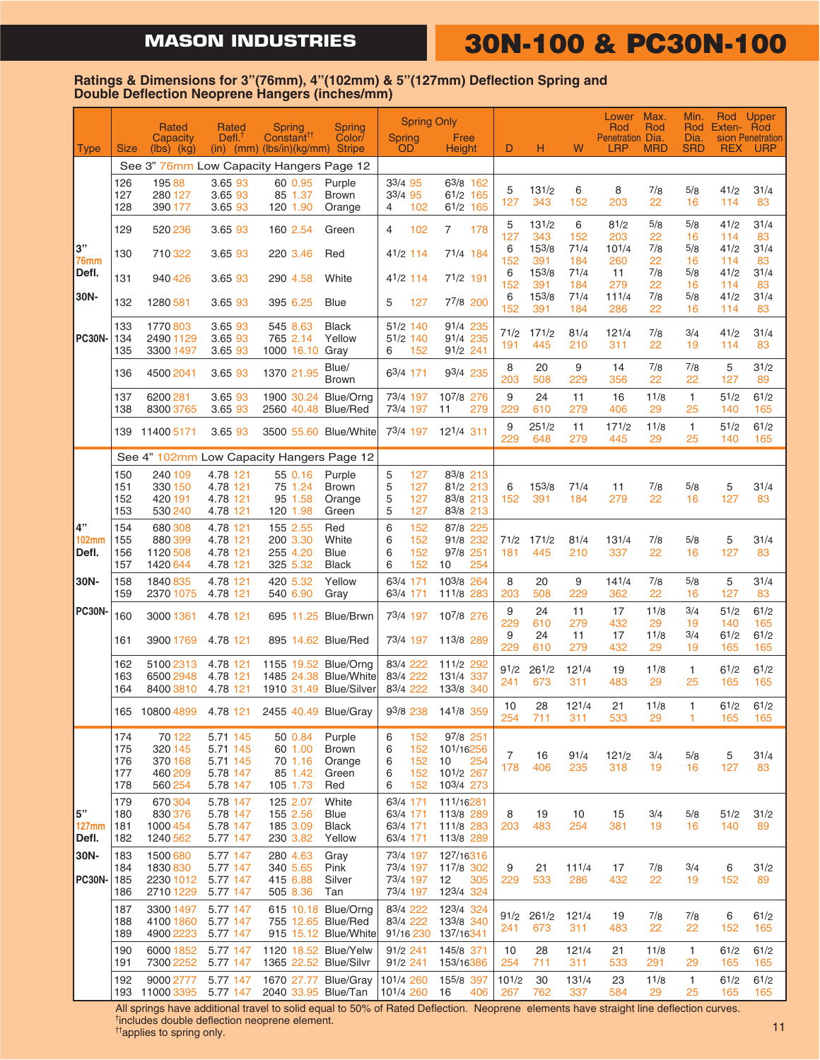# MASON INDUSTRIES

# 30N-100 & PC30N-100

## Ratings & Dimensions for 3"(76mm), 4"(102mm) & 5"(127mm) Deflection Spring and Double Deflection Neoprene Hangers (inches/mm)

| Type | Size | Rated Capacity (lbs) (kg) | Rated Defl.[†] (in) (mm) | Spring Constant[††] (lbs/in)(kg/mm) | Spring Color/ Stripe | Spring Only Spring OD | Spring Only Free Height | D | H | W | Lower Rod Penetration LRP | Max. Rod Dia. MRD | Min. Rod Dia. SRD | Rod Extension REX | Upper Rod Penetration URP |
|---|---|---|---|---|---|---|---|---|---|---|---|---|---|---|---|
| | See 3" 76mm Low Capacity Hangers Page 12 | | | | | | | | | | | | | | |
| 3" 76mm Defl. 30N- PC30N- | 126 | 195 88 | 3.65 93 | 60 0.95 | Purple | 3 3/4 95 | 6 3/8 162 | 5 127 | 13 1/2 343 | 6 152 | 8 203 | 7/8 22 | 5/8 16 | 4 1/2 114 | 3 1/4 83 |
| | 127 | 280 127 | 3.65 93 | 85 1.37 | Brown | 3 3/4 95 | 6 1/2 165 | | | | | | | | |
| | 128 | 390 177 | 3.65 93 | 120 1.90 | Orange | 4 102 | 6 1/2 165 | | | | | | | | |
| | 129 | 520 236 | 3.65 93 | 160 2.54 | Green | 4 102 | 7 178 | 5 127 | 13 1/2 343 | 6 152 | 8 1/2 203 | 5/8 22 | 5/8 16 | 4 1/2 114 | 3 1/4 83 |
| | 130 | 710 322 | 3.65 93 | 220 3.46 | Red | 4 1/2 114 | 7 1/4 184 | 6 152 | 15 3/8 391 | 7 1/4 184 | 10 1/4 260 | 7/8 22 | 5/8 16 | 4 1/2 114 | 3 1/4 83 |
| | 131 | 940 426 | 3.65 93 | 290 4.58 | White | 4 1/2 114 | 7 1/2 191 | 6 152 | 15 3/8 391 | 7 1/4 184 | 11 279 | 7/8 22 | 5/8 16 | 4 1/2 114 | 3 1/4 83 |
| | 132 | 1280 581 | 3.65 93 | 395 6.25 | Blue | 5 127 | 7 7/8 200 | 6 152 | 15 3/8 391 | 7 1/4 184 | 11 1/4 286 | 7/8 22 | 5/8 16 | 4 1/2 114 | 3 1/4 83 |
| | 133 | 1770 803 | 3.65 93 | 545 8.63 | Black | 5 1/2 140 | 9 1/4 235 | 7 1/2 191 | 17 1/2 445 | 8 1/4 210 | 12 1/4 311 | 7/8 22 | 3/4 19 | 4 1/2 114 | 3 1/4 83 |
| | 134 | 2490 1129 | 3.65 93 | 765 2.14 | Yellow | 5 1/2 140 | 9 1/4 235 | | | | | | | | |
| | 135 | 3300 1497 | 3.65 93 | 1000 16.10 | Gray | 6 152 | 9 1/2 241 | | | | | | | | |
| | 136 | 4500 2041 | 3.65 93 | 1370 21.95 | Blue/ Brown | 6 3/4 171 | 9 3/4 235 | 8 203 | 20 508 | 9 229 | 14 356 | 7/8 22 | 7/8 22 | 5 127 | 3 1/2 89 |
| | 137 | 6200 281 | 3.65 93 | 1900 30.24 | Blue/Orng | 7 3/4 197 | 10 7/8 276 | 9 229 | 24 610 | 11 279 | 16 406 | 1 1/8 29 | 1 25 | 5 1/2 140 | 6 1/2 165 |
| | 138 | 8300 3765 | 3.65 93 | 2560 40.48 | Blue/Red | 7 3/4 197 | 11 279 | | | | | | | | |
| | 139 | 11400 5171 | 3.65 93 | 3500 55.60 | Blue/White | 7 3/4 197 | 12 1/4 311 | 9 229 | 25 1/2 648 | 11 279 | 17 1/2 445 | 1 1/8 29 | 1 25 | 5 1/2 140 | 6 1/2 165 |
| | See 4" 102mm Low Capacity Hangers Page 12 | | | | | | | | | | | | | | |
| 4" 102mm Defl. 30N- PC30N- | 150 | 240 109 | 4.78 121 | 55 0.16 | Purple | 5 127 | 8 3/8 213 | 6 152 | 15 3/8 391 | 7 1/4 184 | 11 279 | 7/8 22 | 5/8 16 | 5 127 | 3 1/4 83 |
| | 151 | 330 150 | 4.78 121 | 75 1.24 | Brown | 5 127 | 8 1/2 213 | | | | | | | | |
| | 152 | 420 191 | 4.78 121 | 95 1.58 | Orange | 5 127 | 8 3/8 213 | | | | | | | | |
| | 153 | 530 240 | 4.78 121 | 120 1.98 | Green | 5 127 | 8 3/8 213 | | | | | | | | |
| | 154 | 680 308 | 4.78 121 | 155 2.55 | Red | 6 152 | 8 7/8 225 | 7 1/2 181 | 17 1/2 445 | 8 1/4 210 | 13 1/4 337 | 7/8 22 | 5/8 16 | 5 127 | 3 1/4 83 |
| | 155 | 880 399 | 4.78 121 | 200 3.30 | White | 6 152 | 9 1/8 232 | | | | | | | | |
| | 156 | 1120 508 | 4.78 121 | 255 4.20 | Blue | 6 152 | 9 7/8 251 | | | | | | | | |
| | 157 | 1420 644 | 4.78 121 | 325 5.32 | Black | 6 152 | 10 254 | | | | | | | | |
| | 158 | 1840 835 | 4.78 121 | 420 5.32 | Yellow | 6 3/4 171 | 10 3/8 264 | 8 203 | 20 508 | 9 229 | 14 1/4 362 | 7/8 22 | 5/8 16 | 5 127 | 3 1/4 83 |
| | 159 | 2370 1075 | 4.78 121 | 540 6.90 | Gray | 6 3/4 171 | 11 1/8 283 | | | | | | | | |
| | 160 | 3000 1361 | 4.78 121 | 695 11.25 | Blue/Brwn | 7 3/4 197 | 10 7/8 276 | 9 229 | 24 610 | 11 279 | 17 432 | 1 1/8 29 | 3/4 19 | 5 1/2 140 | 6 1/2 165 |
| | 161 | 3900 1769 | 4.78 121 | 895 14.62 | Blue/Red | 7 3/4 197 | 11 3/8 289 | 9 229 | 24 610 | 11 279 | 17 432 | 1 1/8 29 | 3/4 19 | 6 1/2 165 | 6 1/2 165 |
| | 162 | 5100 2313 | 4.78 121 | 1155 19.52 | Blue/Orng | 8 3/4 222 | 11 1/2 292 | 9 1/2 241 | 26 1/2 673 | 12 1/4 311 | 19 483 | 1 1/8 29 | 1 25 | 6 1/2 165 | 6 1/2 165 |
| | 163 | 6500 2948 | 4.78 121 | 1485 24.38 | Blue/White | 8 3/4 222 | 13 1/4 337 | | | | | | | | |
| | 164 | 8400 3810 | 4.78 121 | 1910 31.49 | Blue/Silver | 8 3/4 222 | 13 3/8 340 | | | | | | | | |
| | 165 | 10800 4899 | 4.78 121 | 2455 40.49 | Blue/Gray | 9 3/8 238 | 14 1/8 359 | 10 254 | 28 711 | 12 1/4 311 | 21 533 | 1 1/8 29 | 1 1 | 6 1/2 165 | 6 1/2 165 |
| 5" 127mm Defl. 30N- PC30N- | 174 | 70 122 | 5.71 145 | 50 0.84 | Purple | 6 152 | 9 7/8 251 | 7 178 | 16 406 | 9 1/4 235 | 12 1/2 318 | 3/4 19 | 5/8 16 | 5 127 | 3 1/4 83 |
| | 175 | 320 145 | 5.71 145 | 60 1.00 | Brown | 6 152 | 10 1/16 256 | | | | | | | | |
| | 176 | 370 168 | 5.71 145 | 70 1.16 | Orange | 6 152 | 10 254 | | | | | | | | |
| | 177 | 460 209 | 5.78 147 | 85 1.42 | Green | 6 152 | 10 1/2 267 | | | | | | | | |
| | 178 | 560 254 | 5.78 147 | 105 1.73 | Red | 6 152 | 10 3/4 273 | | | | | | | | |
| | 179 | 670 304 | 5.78 147 | 125 2.07 | White | 6 3/4 171 | 11 1/16 281 | 8 203 | 19 483 | 10 254 | 15 381 | 3/4 19 | 5/8 16 | 5 1/2 140 | 3 1/2 89 |
| | 180 | 830 376 | 5.78 147 | 155 2.56 | Blue | 6 3/4 171 | 11 3/8 289 | | | | | | | | |
| | 181 | 1000 454 | 5.78 147 | 185 3.09 | Black | 6 3/4 171 | 11 1/8 283 | | | | | | | | |
| | 182 | 1240 562 | 5.77 147 | 230 3.82 | Yellow | 6 3/4 171 | 11 3/8 289 | | | | | | | | |
| | 183 | 1500 680 | 5.77 147 | 280 4.63 | Gray | 7 3/4 197 | 12 7/16 316 | 9 229 | 21 533 | 11 1/4 286 | 17 432 | 7/8 22 | 3/4 19 | 6 152 | 3 1/2 89 |
| | 184 | 1830 830 | 5.77 147 | 340 5.65 | Pink | 7 3/4 197 | 11 7/8 302 | | | | | | | | |
| | 185 | 2230 1012 | 5.77 147 | 415 6.88 | Silver | 7 3/4 197 | 12 305 | | | | | | | | |
| | 186 | 2710 1229 | 5.77 147 | 505 8.36 | Tan | 7 3/4 197 | 12 3/4 324 | | | | | | | | |
| | 187 | 3300 1497 | 5.77 147 | 615 10.18 | Blue/Orng | 8 3/4 222 | 12 3/4 324 | 9 1/2 241 | 26 1/2 673 | 12 1/4 311 | 19 483 | 7/8 22 | 7/8 22 | 6 152 | 6 1/2 165 |
| | 188 | 4100 1860 | 5.77 147 | 755 12.65 | Blue/Red | 8 3/4 222 | 13 3/8 340 | | | | | | | | |
| | 189 | 4900 2223 | 5.77 147 | 915 15.12 | Blue/White | 9 1/16 230 | 13 7/16 341 | | | | | | | | |
| | 190 | 6000 1852 | 5.77 147 | 1120 18.52 | Blue/Yelw | 9 1/2 241 | 14 5/8 371 | 10 254 | 28 711 | 12 1/4 311 | 21 533 | 1 1/8 291 | 1 29 | 6 1/2 165 | 6 1/2 165 |
| | 191 | 7300 2252 | 5.77 147 | 1365 22.52 | Blue/Silvr | 9 1/2 241 | 15 3/16 386 | | | | | | | | |
| | 192 | 9000 2777 | 5.77 147 | 1670 27.77 | Blue/Gray | 10 1/4 260 | 15 5/8 397 | 10 1/2 267 | 30 762 | 13 1/4 337 | 23 584 | 1 1/8 29 | 1 25 | 6 1/2 165 | 6 1/2 165 |
| | 193 | 11000 3395 | 5.77 147 | 2040 33.95 | Blue/Tan | 10 1/4 260 | 16 406 | | | | | | | | |

All springs have additional travel to solid equal to 50% of Rated Deflection. Neoprene elements have straight line deflection curves.
[†]includes double deflection neoprene element.
[††]applies to spring only.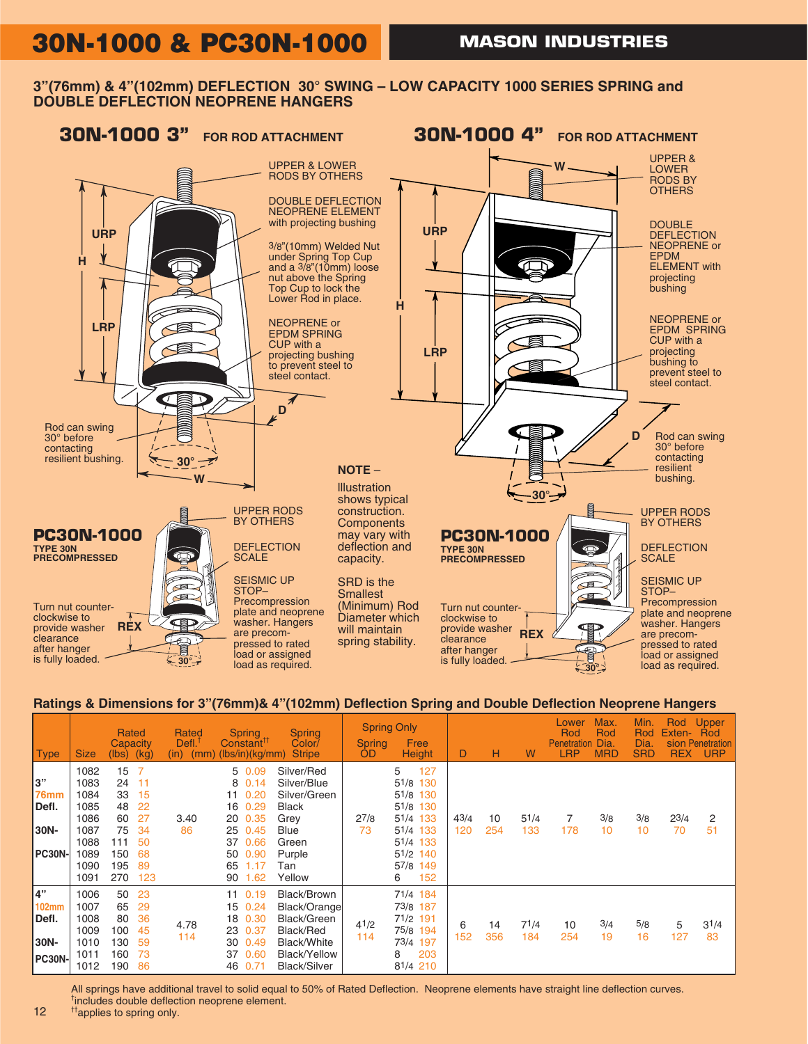# 30N-1000 & PC30N-1000

**MASON INDUSTRIES**

## 3"(76mm) & 4"(102mm) DEFLECTION 30° SWING – LOW CAPACITY 1000 SERIES SPRING and DOUBLE DEFLECTION NEOPRENE HANGERS

### 30N-1000 3" FOR ROD ATTACHMENT

UPPER & LOWER RODS BY OTHERS

DOUBLE DEFLECTION NEOPRENE ELEMENT with projecting bushing

3/8"(10mm) Welded Nut under Spring Top Cup and a 3/8"(10mm) loose nut above the Spring Top Cup to lock the Lower Rod in place.

NEOPRENE or EPDM SPRING CUP with a projecting bushing to prevent steel to steel contact.

Rod can swing 30° before contacting resilient bushing.

URP, H, LRP, D, W, 30°

### 30N-1000 4" FOR ROD ATTACHMENT

UPPER & LOWER RODS BY OTHERS

DOUBLE DEFLECTION NEOPRENE or EPDM ELEMENT with projecting bushing

NEOPRENE or EPDM SPRING CUP with a projecting bushing to prevent steel to steel contact.

Rod can swing 30° before contacting resilient bushing.

URP, H, LRP, D, W, 30°

### PC30N-1000

**TYPE 30N PRECOMPRESSED**

UPPER RODS BY OTHERS

DEFLECTION SCALE

SEISMIC UP STOP– Precompression plate and neoprene washer. Hangers are precompressed to rated load or assigned load as required.

Turn nut counter-clockwise to provide washer clearance after hanger is fully loaded.

REX, 30°

**NOTE** –

Illustration shows typical construction. Components may vary with deflection and capacity.

SRD is the Smallest (Minimum) Rod Diameter which will maintain spring stability.

### PC30N-1000

**TYPE 30N PRECOMPRESSED**

UPPER RODS BY OTHERS

DEFLECTION SCALE

SEISMIC UP STOP– Precompression plate and neoprene washer. Hangers are precompressed to rated load or assigned load as required.

Turn nut counter-clockwise to provide washer clearance after hanger is fully loaded.

REX, 30°

### Ratings & Dimensions for 3"(76mm)& 4"(102mm) Deflection Spring and Double Deflection Neoprene Hangers

| Type | Size | Rated Capacity (lbs) | (kg) | Rated Defl.[†] (in) | (mm) | Spring Constant[††] (lbs/in) | (kg/mm) | Spring Color/ Stripe | Spring Only: Spring OD | Spring Only: Free Height | D | H | W | Lower Rod Penetration LRP | Max. Rod Dia. MRD | Min. Rod Dia. SRD | Rod Extension REX | Upper Rod Penetration URP |
|---|---|---|---|---|---|---|---|---|---|---|---|---|---|---|---|---|---|---|
| 3" 76mm Defl. 30N- PC30N- | 1082 | 15 | 7 | 3.40 | 86 | 5 | 0.09 | Silver/Red | 2 7/8 (73) | 5 (127) | 4 3/4 (120) | 10 (254) | 5 1/4 (133) | 7 (178) | 3/8 (10) | 3/8 (10) | 2 3/4 (70) | 2 (51) |
| | 1083 | 24 | 11 | | | 8 | 0.14 | Silver/Blue | | 5 1/8 (130) | | | | | | | | |
| | 1084 | 33 | 15 | | | 11 | 0.20 | Silver/Green | | 5 1/8 (130) | | | | | | | | |
| | 1085 | 48 | 22 | | | 16 | 0.29 | Black | | 5 1/8 (130) | | | | | | | | |
| | 1086 | 60 | 27 | | | 20 | 0.35 | Grey | | 5 1/4 (133) | | | | | | | | |
| | 1087 | 75 | 34 | | | 25 | 0.45 | Blue | | 5 1/4 (133) | | | | | | | | |
| | 1088 | 111 | 50 | | | 37 | 0.66 | Green | | 5 1/4 (133) | | | | | | | | |
| | 1089 | 150 | 68 | | | 50 | 0.90 | Purple | | 5 1/2 (140) | | | | | | | | |
| | 1090 | 195 | 89 | | | 65 | 1.17 | Tan | | 5 7/8 (149) | | | | | | | | |
| | 1091 | 270 | 123 | | | 90 | 1.62 | Yellow | | 6 (152) | | | | | | | | |
| 4" 102mm Defl. 30N- PC30N- | 1006 | 50 | 23 | 4.78 | 114 | 11 | 0.19 | Black/Brown | 4 1/2 (114) | 7 1/4 (184) | 6 (152) | 14 (356) | 7 1/4 (184) | 10 (254) | 3/4 (19) | 5/8 (16) | 5 (127) | 3 1/4 (83) |
| | 1007 | 65 | 29 | | | 15 | 0.24 | Black/Orange | | 7 3/8 (187) | | | | | | | | |
| | 1008 | 80 | 36 | | | 18 | 0.30 | Black/Green | | 7 1/2 (191) | | | | | | | | |
| | 1009 | 100 | 45 | | | 23 | 0.37 | Black/Red | | 7 5/8 (194) | | | | | | | | |
| | 1010 | 130 | 59 | | | 30 | 0.49 | Black/White | | 7 3/4 (197) | | | | | | | | |
| | 1011 | 160 | 73 | | | 37 | 0.60 | Black/Yellow | | 8 (203) | | | | | | | | |
| | 1012 | 190 | 86 | | | 46 | 0.71 | Black/Silver | | 8 1/4 (210) | | | | | | | | |

All springs have additional travel to solid equal to 50% of Rated Deflection. Neoprene elements have straight line deflection curves.
[†] includes double deflection neoprene element.
[††] applies to spring only.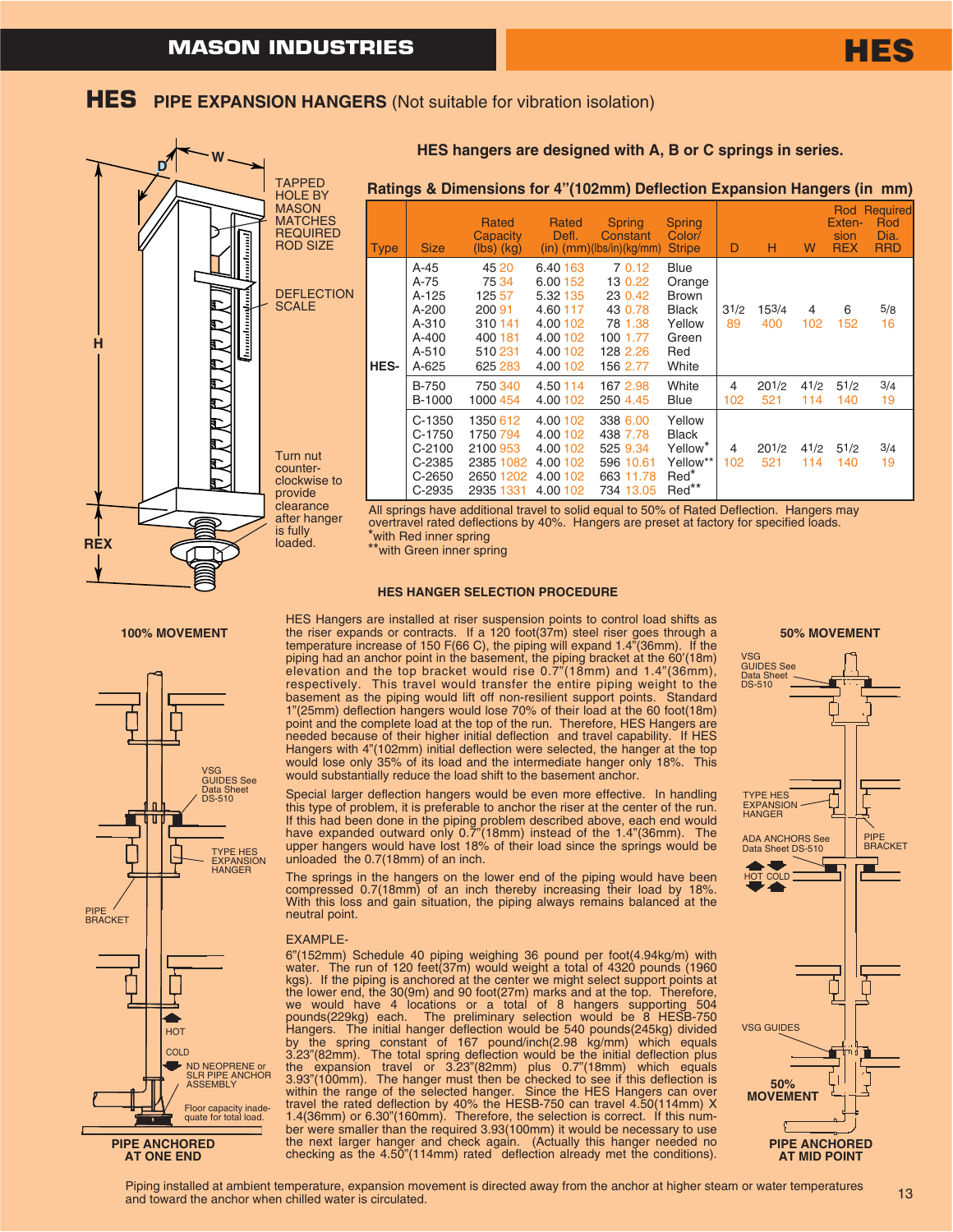# HES PIPE EXPANSION HANGERS (Not suitable for vibration isolation)

TAPPED HOLE BY MASON MATCHES REQUIRED ROD SIZE

DEFLECTION SCALE

Turn nut counter-clockwise to provide clearance after hanger is fully loaded.

**HES hangers are designed with A, B or C springs in series.**

### Ratings & Dimensions for 4"(102mm) Deflection Expansion Hangers (in mm)

| Type | Size | Rated Capacity (lbs) (kg) | Rated Defl. (in) (mm) | Spring Constant (lbs/in)(kg/mm) | Spring Color/ Stripe | D | H | W | Rod Extension REX | Required Rod Dia. RRD |
|---|---|---|---|---|---|---|---|---|---|---|
| HES- | A-45 | 45 20 | 6.40 163 | 7 0.12 | Blue | 3 1/2 89 | 15 3/4 400 | 4 102 | 6 152 | 5/8 16 |
| | A-75 | 75 34 | 6.00 152 | 13 0.22 | Orange | | | | | |
| | A-125 | 125 57 | 5.32 135 | 23 0.42 | Brown | | | | | |
| | A-200 | 200 91 | 4.60 117 | 43 0.78 | Black | | | | | |
| | A-310 | 310 141 | 4.00 102 | 78 1.38 | Yellow | | | | | |
| | A-400 | 400 181 | 4.00 102 | 100 1.77 | Green | | | | | |
| | A-510 | 510 231 | 4.00 102 | 128 2.26 | Red | | | | | |
| | A-625 | 625 283 | 4.00 102 | 156 2.77 | White | | | | | |
| | B-750 | 750 340 | 4.50 114 | 167 2.98 | White | 4 102 | 20 1/2 521 | 4 1/2 114 | 5 1/2 140 | 3/4 19 |
| | B-1000 | 1000 454 | 4.00 102 | 250 4.45 | Blue | | | | | |
| | C-1350 | 1350 612 | 4.00 102 | 338 6.00 | Yellow | 4 102 | 20 1/2 521 | 4 1/2 114 | 5 1/2 140 | 3/4 19 |
| | C-1750 | 1750 794 | 4.00 102 | 438 7.78 | Black | | | | | |
| | C-2100 | 2100 953 | 4.00 102 | 525 9.34 | Yellow* | | | | | |
| | C-2385 | 2385 1082 | 4.00 102 | 596 10.61 | Yellow** | | | | | |
| | C-2650 | 2650 1202 | 4.00 102 | 663 11.78 | Red* | | | | | |
| | C-2935 | 2935 1331 | 4.00 102 | 734 13.05 | Red** | | | | | |

All springs have additional travel to solid equal to 50% of Rated Deflection. Hangers may overtravel rated deflections by 40%. Hangers are preset at factory for specified loads.
*with Red inner spring
**with Green inner spring

### HES HANGER SELECTION PROCEDURE

**100% MOVEMENT**

VSG GUIDES See Data Sheet DS-510

TYPE HES EXPANSION HANGER

PIPE BRACKET

HOT

COLD

ND NEOPRENE or SLR PIPE ANCHOR ASSEMBLY

Floor capacity inadequate for total load.

**PIPE ANCHORED AT ONE END**

HES Hangers are installed at riser suspension points to control load shifts as the riser expands or contracts. If a 120 foot(37m) steel riser goes through a temperature increase of 150 F(66 C), the piping will expand 1.4"(36mm). If the piping had an anchor point in the basement, the piping bracket at the 60'(18m) elevation and the top bracket would rise 0.7"(18mm) and 1.4"(36mm), respectively. This travel would transfer the entire piping weight to the basement as the piping would lift off non-resilient support points. Standard 1"(25mm) deflection hangers would lose 70% of their load at the 60 foot(18m) point and the complete load at the top of the run. Therefore, HES Hangers are needed because of their higher initial deflection and travel capability. If HES Hangers with 4"(102mm) initial deflection were selected, the hanger at the top would lose only 35% of its load and the intermediate hanger only 18%. This would substantially reduce the load shift to the basement anchor.

Special larger deflection hangers would be even more effective. In handling this type of problem, it is preferable to anchor the riser at the center of the run. If this had been done in the piping problem described above, each end would have expanded outward only 0.7"(18mm) instead of the 1.4"(36mm). The upper hangers would have lost 18% of their load since the springs would be unloaded the 0.7(18mm) of an inch.

The springs in the hangers on the lower end of the piping would have been compressed 0.7(18mm) of an inch thereby increasing their load by 18%. With this loss and gain situation, the piping always remains balanced at the neutral point.

EXAMPLE-
6"(152mm) Schedule 40 piping weighing 36 pound per foot(4.94kg/m) with water. The run of 120 feet(37m) would weight a total of 4320 pounds (1960 kgs). If the piping is anchored at the center we might select support points at the lower end, the 30(9m) and 90 foot(27m) marks and at the top. Therefore, we would have 4 locations or a total of 8 hangers supporting 504 pounds(229kg) each. The preliminary selection would be 8 HESB-750 Hangers. The initial hanger deflection would be 540 pounds(245kg) divided by the spring constant of 167 pound/inch(2.98 kg/mm) which equals 3.23"(82mm). The total spring deflection would be the initial deflection plus the expansion travel or 3.23"(82mm) plus 0.7"(18mm) which equals 3.93"(100mm). The hanger must then be checked to see if this deflection is within the range of the selected hanger. Since the HES Hangers can over travel the rated deflection by 40% the HESB-750 can travel 4.50(114mm) X 1.4(36mm) or 6.30"(160mm). Therefore, the selection is correct. If this number were smaller than the required 3.93(100mm) it would be necessary to use the next larger hanger and check again. (Actually this hanger needed no checking as the 4.50"(114mm) rated deflection already met the conditions).

**50% MOVEMENT**

VSG GUIDES See Data Sheet DS-510

TYPE HES EXPANSION HANGER

ADA ANCHORS See Data Sheet DS-510

PIPE BRACKET

HOT COLD

VSG GUIDES

**50% MOVEMENT**

**PIPE ANCHORED AT MID POINT**

Piping installed at ambient temperature, expansion movement is directed away from the anchor at higher steam or water temperatures and toward the anchor when chilled water is circulated.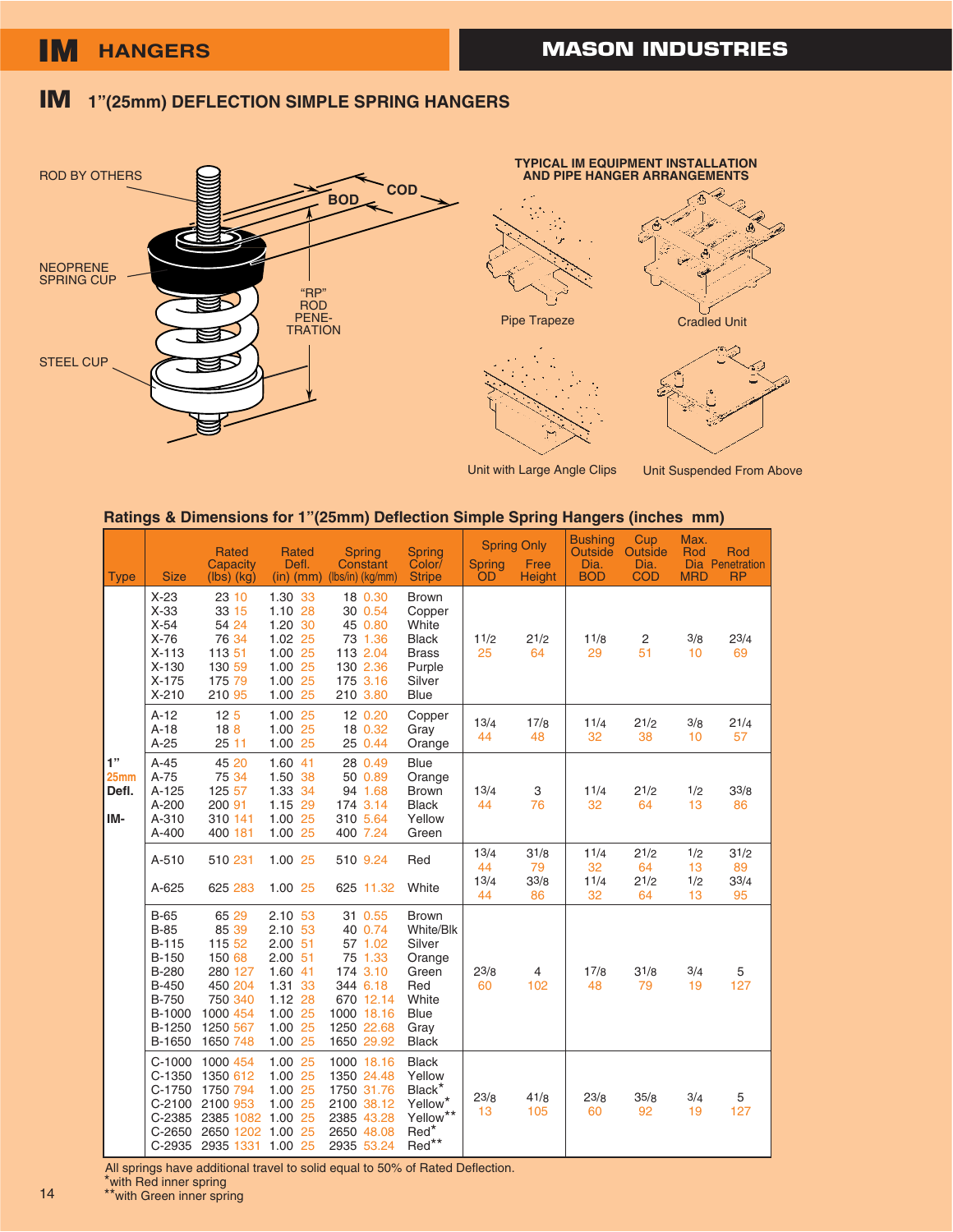# IM HANGERS

**MASON INDUSTRIES**

## IM 1"(25mm) DEFLECTION SIMPLE SPRING HANGERS

ROD BY OTHERS

NEOPRENE SPRING CUP

STEEL CUP

BOD

COD

"RP" ROD PENE-TRATION

**TYPICAL IM EQUIPMENT INSTALLATION AND PIPE HANGER ARRANGEMENTS**

Pipe Trapeze

Cradled Unit

Unit with Large Angle Clips

Unit Suspended From Above

### Ratings & Dimensions for 1"(25mm) Deflection Simple Spring Hangers (inches mm)

| Type | Size | Rated Capacity (lbs) (kg) | Rated Defl. (in) (mm) | Spring Constant (lbs/in) (kg/mm) | Spring Color/ Stripe | Spring Only Spring OD | Spring Only Free Height | Bushing Outside Dia. BOD | Cup Outside Dia. COD | Max. Rod Dia MRD | Rod Penetration RP |
|---|---|---|---|---|---|---|---|---|---|---|---|
| 1" 25mm Defl. IM- | X-23 | 23 10 | 1.30 33 | 18 0.30 | Brown | 1 1/2 25 | 2 1/2 64 | 1 1/8 29 | 2 51 | 3/8 10 | 2 3/4 69 |
| | X-33 | 33 15 | 1.10 28 | 30 0.54 | Copper | | | | | | |
| | X-54 | 54 24 | 1.20 30 | 45 0.80 | White | | | | | | |
| | X-76 | 76 34 | 1.02 25 | 73 1.36 | Black | | | | | | |
| | X-113 | 113 51 | 1.00 25 | 113 2.04 | Brass | | | | | | |
| | X-130 | 130 59 | 1.00 25 | 130 2.36 | Purple | | | | | | |
| | X-175 | 175 79 | 1.00 25 | 175 3.16 | Silver | | | | | | |
| | X-210 | 210 95 | 1.00 25 | 210 3.80 | Blue | | | | | | |
| | A-12 | 12 5 | 1.00 25 | 12 0.20 | Copper | 1 3/4 44 | 1 7/8 48 | 1 1/4 32 | 2 1/2 38 | 3/8 10 | 2 1/4 57 |
| | A-18 | 18 8 | 1.00 25 | 18 0.32 | Gray | | | | | | |
| | A-25 | 25 11 | 1.00 25 | 25 0.44 | Orange | | | | | | |
| | A-45 | 45 20 | 1.60 41 | 28 0.49 | Blue | 1 3/4 44 | 3 76 | 1 1/4 32 | 2 1/2 64 | 1/2 13 | 3 3/8 86 |
| | A-75 | 75 34 | 1.50 38 | 50 0.89 | Orange | | | | | | |
| | A-125 | 125 57 | 1.33 34 | 94 1.68 | Brown | | | | | | |
| | A-200 | 200 91 | 1.15 29 | 174 3.14 | Black | | | | | | |
| | A-310 | 310 141 | 1.00 25 | 310 5.64 | Yellow | | | | | | |
| | A-400 | 400 181 | 1.00 25 | 400 7.24 | Green | | | | | | |
| | A-510 | 510 231 | 1.00 25 | 510 9.24 | Red | 1 3/4 44 | 3 1/8 79 | 1 1/4 32 | 2 1/2 64 | 1/2 13 | 3 1/2 89 |
| | A-625 | 625 283 | 1.00 25 | 625 11.32 | White | 1 3/4 44 | 3 3/8 86 | 1 1/4 32 | 2 1/2 64 | 1/2 13 | 3 3/4 95 |
| | B-65 | 65 29 | 2.10 53 | 31 0.55 | Brown | 2 3/8 60 | 4 102 | 1 7/8 48 | 3 1/8 79 | 3/4 19 | 5 127 |
| | B-85 | 85 39 | 2.10 53 | 40 0.74 | White/Blk | | | | | | |
| | B-115 | 115 52 | 2.00 51 | 57 1.02 | Silver | | | | | | |
| | B-150 | 150 68 | 2.00 51 | 75 1.33 | Orange | | | | | | |
| | B-280 | 280 127 | 1.60 41 | 174 3.10 | Green | | | | | | |
| | B-450 | 450 204 | 1.31 33 | 344 6.18 | Red | | | | | | |
| | B-750 | 750 340 | 1.12 28 | 670 12.14 | White | | | | | | |
| | B-1000 | 1000 454 | 1.00 25 | 1000 18.16 | Blue | | | | | | |
| | B-1250 | 1250 567 | 1.00 25 | 1250 22.68 | Gray | | | | | | |
| | B-1650 | 1650 748 | 1.00 25 | 1650 29.92 | Black | | | | | | |
| | C-1000 | 1000 454 | 1.00 25 | 1000 18.16 | Black | 2 3/8 13 | 4 1/8 105 | 2 3/8 60 | 3 5/8 92 | 3/4 19 | 5 127 |
| | C-1350 | 1350 612 | 1.00 25 | 1350 24.48 | Yellow | | | | | | |
| | C-1750 | 1750 794 | 1.00 25 | 1750 31.76 | Black* | | | | | | |
| | C-2100 | 2100 953 | 1.00 25 | 2100 38.12 | Yellow* | | | | | | |
| | C-2385 | 2385 1082 | 1.00 25 | 2385 43.28 | Yellow** | | | | | | |
| | C-2650 | 2650 1202 | 1.00 25 | 2650 48.08 | Red* | | | | | | |
| | C-2935 | 2935 1331 | 1.00 25 | 2935 53.24 | Red** | | | | | | |

All springs have additional travel to solid equal to 50% of Rated Deflection.
*with Red inner spring
**with Green inner spring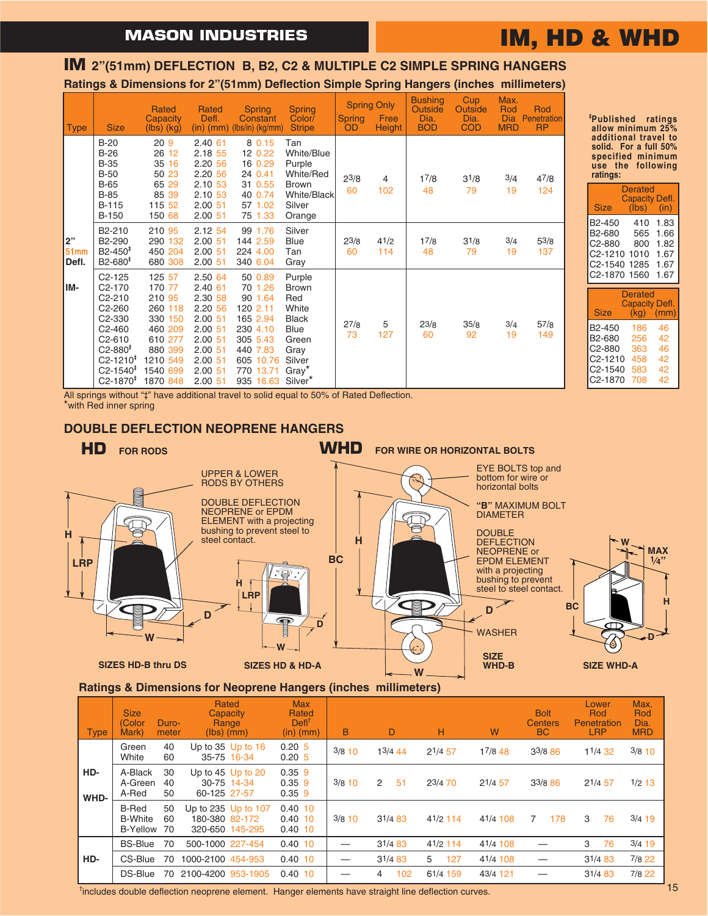# IM, HD & WHD

## IM 2"(51mm) DEFLECTION B, B2, C2 & MULTIPLE C2 SIMPLE SPRING HANGERS

### Ratings & Dimensions for 2"(51mm) Deflection Simple Spring Hangers (inches millimeters)

| Type | Size | Rated Capacity (lbs) (kg) | Rated Defl. (in) (mm) | Spring Constant (lbs/in) (kg/mm) | Spring Color/ Stripe | Spring Only Spring OD | Spring Only Free Height | Bushing Outside Dia. BOD | Cup Outside Dia. COD | Max. Rod Dia MRD | Rod Penetration RP |
|---|---|---|---|---|---|---|---|---|---|---|---|
| 2" 51mm Defl. IM- | B-20 | 20 9 | 2.40 61 | 8 0.15 | Tan | 2 3/8 60 | 4 102 | 1 7/8 48 | 3 1/8 79 | 3/4 19 | 4 7/8 124 |
| | B-26 | 26 12 | 2.18 55 | 12 0.22 | White/Blue | | | | | | |
| | B-35 | 35 16 | 2.20 56 | 16 0.29 | Purple | | | | | | |
| | B-50 | 50 23 | 2.20 56 | 24 0.41 | White/Red | | | | | | |
| | B-65 | 65 29 | 2.10 53 | 31 0.55 | Brown | | | | | | |
| | B-85 | 85 39 | 2.10 53 | 40 0.74 | White/Black | | | | | | |
| | B-115 | 115 52 | 2.00 51 | 57 1.02 | Silver | | | | | | |
| | B-150 | 150 68 | 2.00 51 | 75 1.33 | Orange | | | | | | |
| | B2-210 | 210 95 | 2.12 54 | 99 1.76 | Silver | 2 3/8 60 | 4 1/2 114 | 1 7/8 48 | 3 1/8 79 | 3/4 19 | 5 3/8 137 |
| | B2-290 | 290 132 | 2.00 51 | 144 2.59 | Blue | | | | | | |
| | B2-450‡ | 450 204 | 2.00 51 | 224 4.00 | Tan | | | | | | |
| | B2-680‡ | 680 308 | 2.00 51 | 340 6.04 | Gray | | | | | | |
| | C2-125 | 125 57 | 2.50 64 | 50 0.89 | Purple | 2 7/8 73 | 5 127 | 2 3/8 60 | 3 5/8 92 | 3/4 19 | 5 7/8 149 |
| | C2-170 | 170 77 | 2.40 61 | 70 1.26 | Brown | | | | | | |
| | C2-210 | 210 95 | 2.30 58 | 90 1.64 | Red | | | | | | |
| | C2-260 | 260 118 | 2.20 56 | 120 2.11 | White | | | | | | |
| | C2-330 | 330 150 | 2.00 51 | 165 2.94 | Black | | | | | | |
| | C2-460 | 460 209 | 2.00 51 | 230 4.10 | Blue | | | | | | |
| | C2-610 | 610 277 | 2.00 51 | 305 5.43 | Green | | | | | | |
| | C2-880‡ | 880 399 | 2.00 51 | 440 7.83 | Gray | | | | | | |
| | C2-1210‡ | 1210 549 | 2.00 51 | 605 10.76 | Silver | | | | | | |
| | C2-1540‡ | 1540 699 | 2.00 51 | 770 13.71 | Gray* | | | | | | |
| | C2-1870‡ | 1870 848 | 2.00 51 | 935 16.63 | Silver* | | | | | | |

All springs without "‡" have additional travel to solid equal to 50% of Rated Deflection.
*with Red inner spring

**‡Published ratings allow minimum 25% additional travel to solid. For a full 50% specified minimum use the following ratings:**

| Size | Derated Capacity (lbs) | Defl. (in) |
|---|---|---|
| B2-450 | 410 | 1.83 |
| B2-680 | 565 | 1.66 |
| C2-880 | 800 | 1.82 |
| C2-1210 | 1010 | 1.67 |
| C2-1540 | 1285 | 1.67 |
| C2-1870 | 1560 | 1.67 |

| Size | Derated Capacity (kg) | Defl. (mm) |
|---|---|---|
| B2-450 | 186 | 46 |
| B2-680 | 256 | 42 |
| C2-880 | 363 | 46 |
| C2-1210 | 458 | 42 |
| C2-1540 | 583 | 42 |
| C2-1870 | 708 | 42 |

## DOUBLE DEFLECTION NEOPRENE HANGERS

**HD** FOR RODS

UPPER & LOWER RODS BY OTHERS

DOUBLE DEFLECTION NEOPRENE or EPDM ELEMENT with a projecting bushing to prevent steel to steel contact.

H, LRP, D, W

SIZES HD-B thru DS

SIZES HD & HD-A

**WHD** FOR WIRE OR HORIZONTAL BOLTS

EYE BOLTS top and bottom for wire or horizontal bolts

"B" MAXIMUM BOLT DIAMETER

DOUBLE DEFLECTION NEOPRENE or EPDM ELEMENT with a projecting bushing to prevent steel to steel contact.

WASHER

BC, H, D, W, MAX 1/4"

SIZE WHD-B

SIZE WHD-A

### Ratings & Dimensions for Neoprene Hangers (inches millimeters)

| Type | Size (Color Mark) | Durometer | Rated Capacity Range (lbs) (mm) | Max Rated Defl† (in) (mm) | B | D | H | W | Bolt Centers BC | Lower Rod Penetration LRP | Max. Rod Dia. MRD |
|---|---|---|---|---|---|---|---|---|---|---|---|
| HD- WHD- | Green | 40 | Up to 35 Up to 16 | 0.20 5 | 3/8 10 | 1 3/4 44 | 2 1/4 57 | 1 7/8 48 | 3 3/8 86 | 1 1/4 32 | 3/8 10 |
| | White | 60 | 35-75 16-34 | 0.20 5 | | | | | | | |
| | A-Black | 30 | Up to 45 Up to 20 | 0.35 9 | 3/8 10 | 2 51 | 2 3/4 70 | 2 1/4 57 | 3 3/8 86 | 2 1/4 57 | 1/2 13 |
| | A-Green | 40 | 30-75 14-34 | 0.35 9 | | | | | | | |
| | A-Red | 50 | 60-125 27-57 | 0.35 9 | | | | | | | |
| | B-Red | 50 | Up to 235 Up to 107 | 0.40 10 | 3/8 10 | 3 1/4 83 | 4 1/2 114 | 4 1/4 108 | 7 178 | 3 76 | 3/4 19 |
| | B-White | 60 | 180-380 82-172 | 0.40 10 | | | | | | | |
| | B-Yellow | 70 | 320-650 145-295 | 0.40 10 | | | | | | | |
| HD- | BS-Blue | 70 | 500-1000 227-454 | 0.40 10 | — | 3 1/4 83 | 4 1/2 114 | 4 1/4 108 | — | 3 76 | 3/4 19 |
| | CS-Blue | 70 | 1000-2100 454-953 | 0.40 10 | — | 3 1/4 83 | 5 127 | 4 1/4 108 | — | 3 1/4 83 | 7/8 22 |
| | DS-Blue | 70 | 2100-4200 953-1905 | 0.40 10 | — | 4 102 | 6 1/4 159 | 4 3/4 121 | — | 3 1/4 83 | 7/8 22 |

†includes double deflection neoprene element. Hanger elements have straight line deflection curves.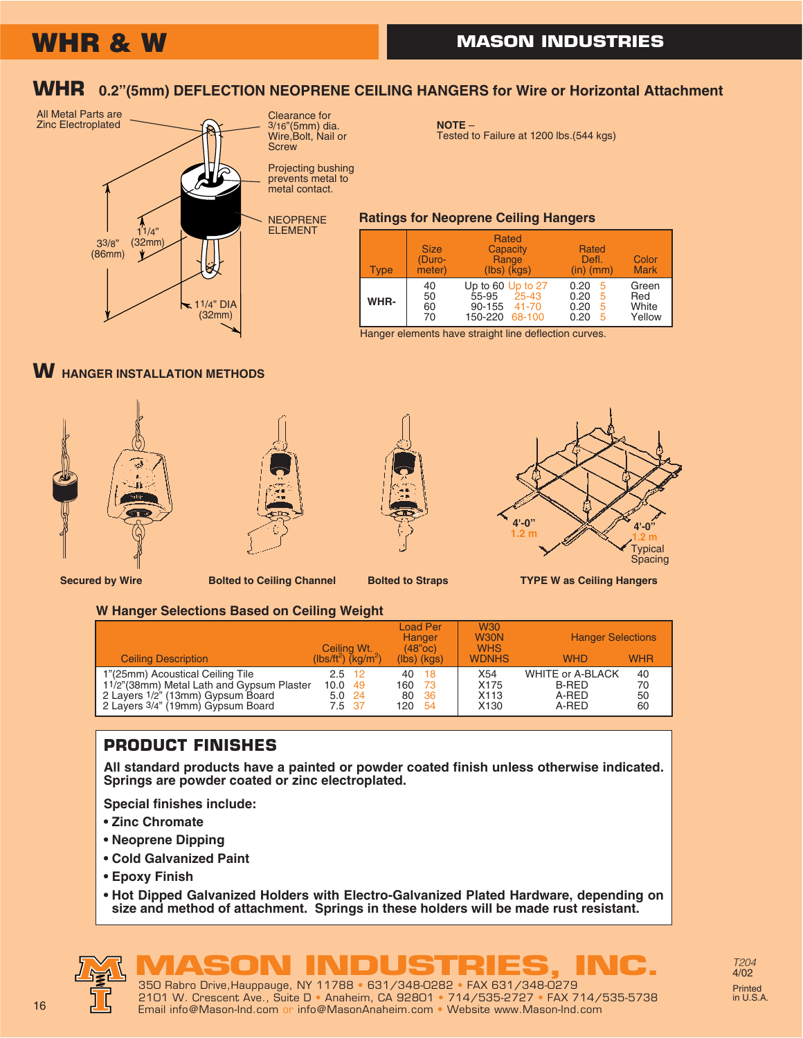# WHR & W

## WHR 0.2"(5mm) DEFLECTION NEOPRENE CEILING HANGERS for Wire or Horizontal Attachment

All Metal Parts are Zinc Electroplated

Clearance for 3/16"(5mm) dia. Wire,Bolt, Nail or Screw

Projecting bushing prevents metal to metal contact.

NEOPRENE ELEMENT

3 3/8" (86mm)

1 1/4" (32mm)

1 1/4" DIA (32mm)

**NOTE** – Tested to Failure at 1200 lbs.(544 kgs)

### Ratings for Neoprene Ceiling Hangers

| Type | Size (Durometer) | Rated Capacity Range (lbs) (kgs) | | Rated Defl. (in) (mm) | | Color Mark |
|---|---|---|---|---|---|---|
| WHR- | 40 | Up to 60 | Up to 27 | 0.20 | 5 | Green |
| | 50 | 55-95 | 25-43 | 0.20 | 5 | Red |
| | 60 | 90-155 | 41-70 | 0.20 | 5 | White |
| | 70 | 150-220 | 68-100 | 0.20 | 5 | Yellow |

Hanger elements have straight line deflection curves.

## W HANGER INSTALLATION METHODS

Secured by Wire

Bolted to Ceiling Channel

Bolted to Straps

4'-0" 1.2 m

4'-0" 1.2 m Typical Spacing

TYPE W as Ceiling Hangers

### W Hanger Selections Based on Ceiling Weight

| Ceiling Description | Ceiling Wt. (lbs/ft²) | (kg/m²) | Load Per Hanger (48"oc) (lbs) | (kgs) | W30 W30N WHS WDNHS | Hanger Selections WHD | WHR |
|---|---|---|---|---|---|---|---|
| 1"(25mm) Acoustical Ceiling Tile | 2.5 | 12 | 40 | 18 | X54 | WHITE or A-BLACK | 40 |
| 1 1/2"(38mm) Metal Lath and Gypsum Plaster | 10.0 | 49 | 160 | 73 | X175 | B-RED | 70 |
| 2 Layers 1/2" (13mm) Gypsum Board | 5.0 | 24 | 80 | 36 | X113 | A-RED | 50 |
| 2 Layers 3/4" (19mm) Gypsum Board | 7.5 | 37 | 120 | 54 | X130 | A-RED | 60 |

## PRODUCT FINISHES

**All standard products have a painted or powder coated finish unless otherwise indicated. Springs are powder coated or zinc electroplated.**

**Special finishes include:**

- **Zinc Chromate**
- **Neoprene Dipping**
- **Cold Galvanized Paint**
- **Epoxy Finish**
- **Hot Dipped Galvanized Holders with Electro-Galvanized Plated Hardware, depending on size and method of attachment. Springs in these holders will be made rust resistant.**

**MASON INDUSTRIES, INC.**
350 Rabro Drive,Hauppauge, NY 11788 • 631/348-0282 • FAX 631/348-0279
2101 W. Crescent Ave., Suite D • Anaheim, CA 92801 • 714/535-2727 • FAX 714/535-5738
Email info@Mason-Ind.com or info@MasonAnaheim.com • Website www.Mason-Ind.com

T204 4/02

Printed in U.S.A.